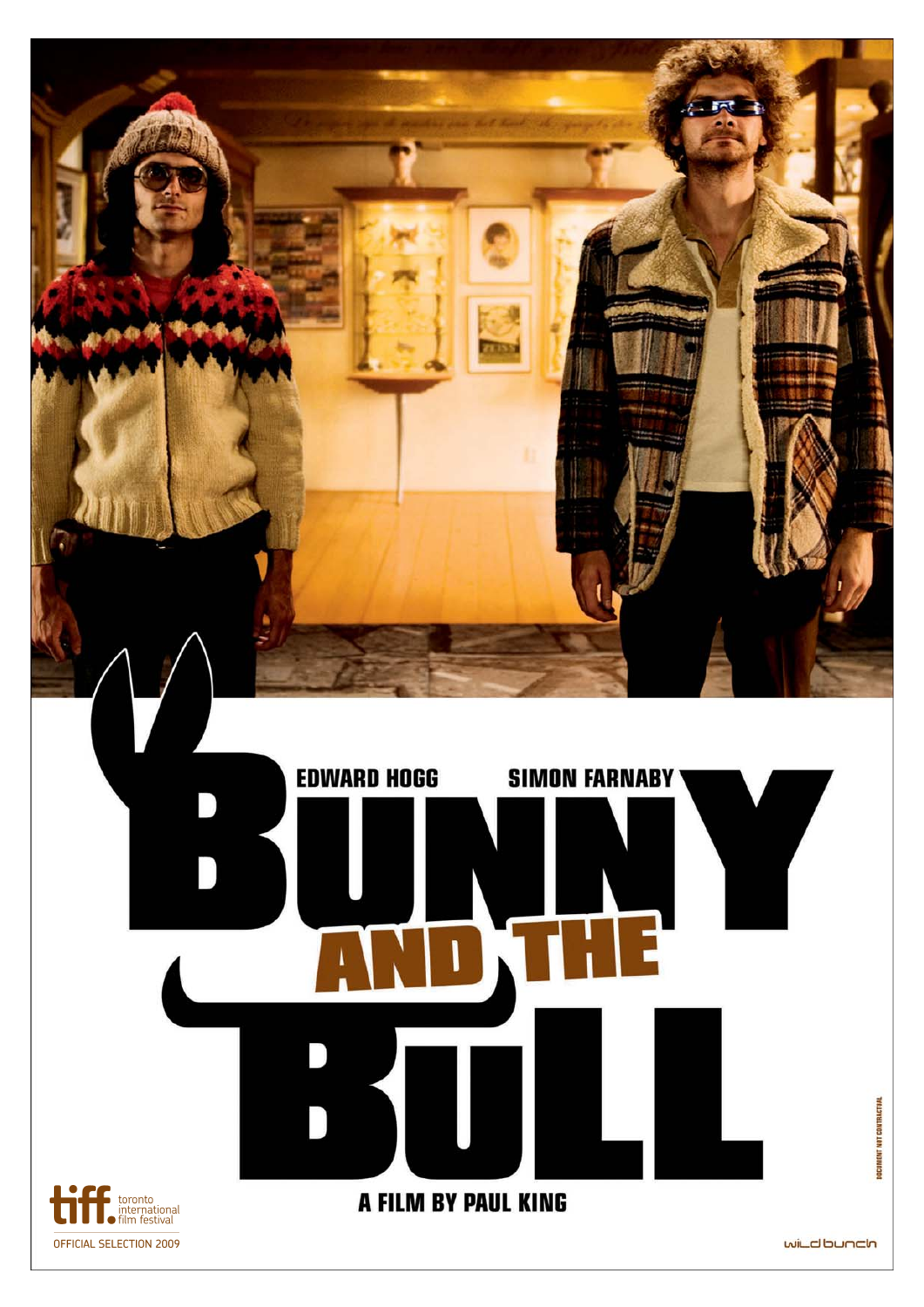EDWARD HOGG SIMON FARNABY

# BUNNY AND THE BULL

A FILM BY PAUL KING

tiff. toronto international film festival

OFFICIAL SELECTION 2009

wild bunch

DOCUMENT NOT CONTRACTUAL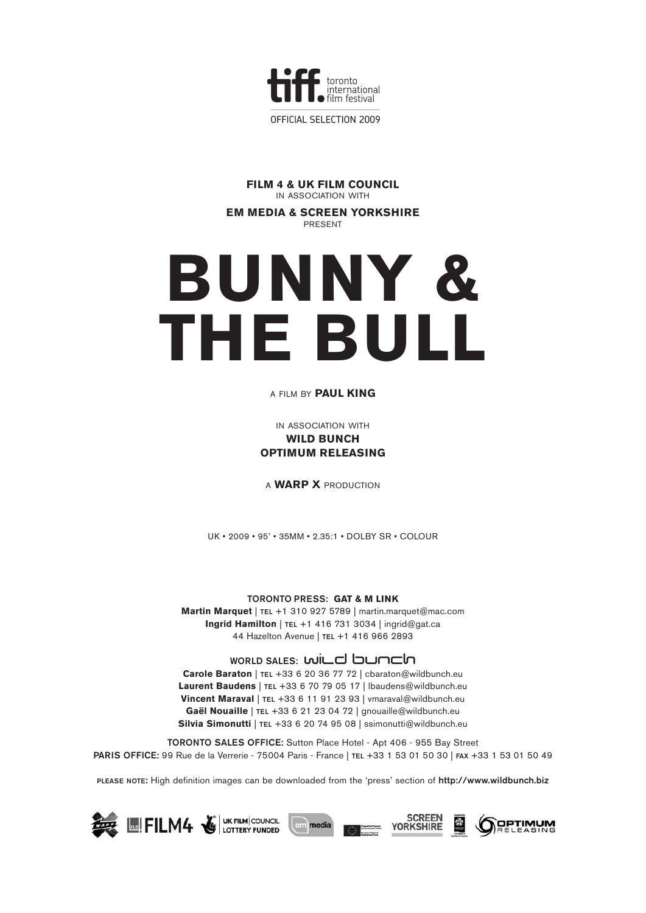tiff. toronto international film festival

OFFICIAL SELECTION 2009

**FILM 4 & UK FILM COUNCIL**
IN ASSOCIATION WITH
**EM MEDIA & SCREEN YORKSHIRE**
PRESENT

# BUNNY & THE BULL

A FILM BY **PAUL KING**

IN ASSOCIATION WITH
**WILD BUNCH**
**OPTIMUM RELEASING**

A **WARP X** PRODUCTION

UK • 2009 • 95' • 35MM • 2.35:1 • DOLBY SR • COLOUR

**TORONTO PRESS: GAT & M LINK**
**Martin Marquet** | TEL +1 310 927 5789 | martin.marquet@mac.com
**Ingrid Hamilton** | TEL +1 416 731 3034 | ingrid@gat.ca
44 Hazelton Avenue | TEL +1 416 966 2893

**WORLD SALES: wild bunch**
**Carole Baraton** | TEL +33 6 20 36 77 72 | cbaraton@wildbunch.eu
**Laurent Baudens** | TEL +33 6 70 79 05 17 | lbaudens@wildbunch.eu
**Vincent Maraval** | TEL +33 6 11 91 23 93 | vmaraval@wildbunch.eu
**Gaël Nouaille** | TEL +33 6 21 23 04 72 | gnouaille@wildbunch.eu
**Silvia Simonutti** | TEL +33 6 20 74 95 08 | ssimonutti@wildbunch.eu

**TORONTO SALES OFFICE:** Sutton Place Hotel - Apt 406 - 955 Bay Street
**PARIS OFFICE:** 99 Rue de la Verrerie - 75004 Paris - France | TEL +33 1 53 01 50 30 | FAX +33 1 53 01 50 49

PLEASE NOTE: High definition images can be downloaded from the 'press' section of **http://www.wildbunch.biz**

WARP X · FILM4 · UK FILM COUNCIL LOTTERY FUNDED · em media · SCREEN YORKSHIRE · OPTIMUM RELEASING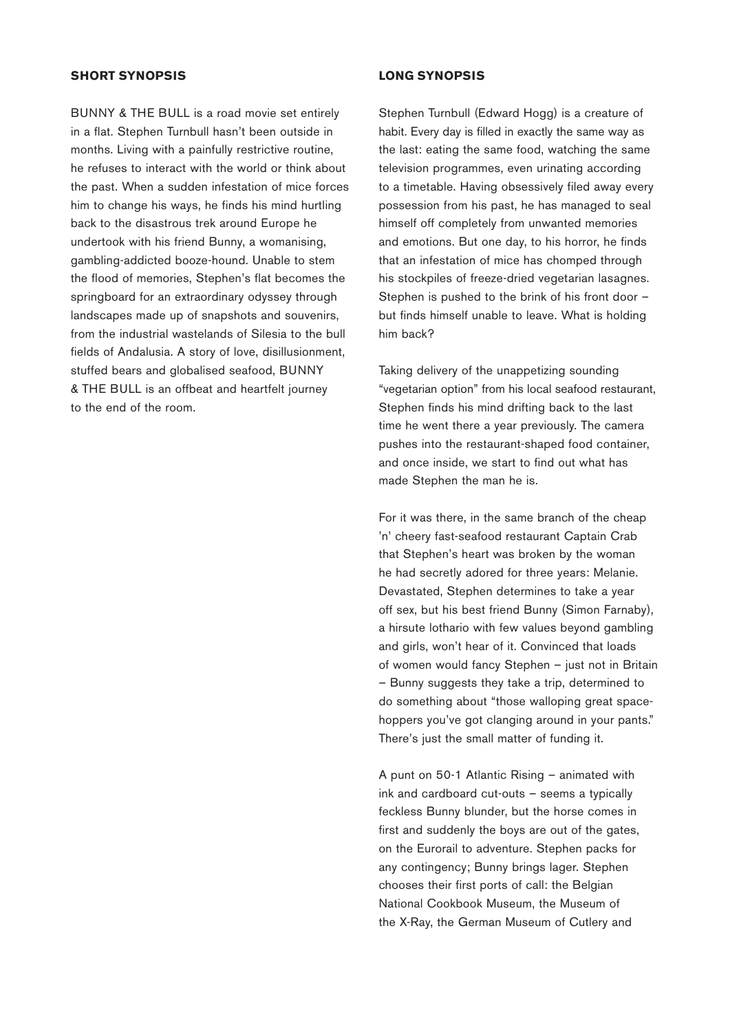## SHORT SYNOPSIS

BUNNY & THE BULL is a road movie set entirely in a flat. Stephen Turnbull hasn't been outside in months. Living with a painfully restrictive routine, he refuses to interact with the world or think about the past. When a sudden infestation of mice forces him to change his ways, he finds his mind hurtling back to the disastrous trek around Europe he undertook with his friend Bunny, a womanising, gambling-addicted booze-hound. Unable to stem the flood of memories, Stephen's flat becomes the springboard for an extraordinary odyssey through landscapes made up of snapshots and souvenirs, from the industrial wastelands of Silesia to the bull fields of Andalusia. A story of love, disillusionment, stuffed bears and globalised seafood, BUNNY & THE BULL is an offbeat and heartfelt journey to the end of the room.

## LONG SYNOPSIS

Stephen Turnbull (Edward Hogg) is a creature of habit. Every day is filled in exactly the same way as the last: eating the same food, watching the same television programmes, even urinating according to a timetable. Having obsessively filed away every possession from his past, he has managed to seal himself off completely from unwanted memories and emotions. But one day, to his horror, he finds that an infestation of mice has chomped through his stockpiles of freeze-dried vegetarian lasagnes. Stephen is pushed to the brink of his front door – but finds himself unable to leave. What is holding him back?

Taking delivery of the unappetizing sounding "vegetarian option" from his local seafood restaurant, Stephen finds his mind drifting back to the last time he went there a year previously. The camera pushes into the restaurant-shaped food container, and once inside, we start to find out what has made Stephen the man he is.

For it was there, in the same branch of the cheap 'n' cheery fast-seafood restaurant Captain Crab that Stephen's heart was broken by the woman he had secretly adored for three years: Melanie. Devastated, Stephen determines to take a year off sex, but his best friend Bunny (Simon Farnaby), a hirsute lothario with few values beyond gambling and girls, won't hear of it. Convinced that loads of women would fancy Stephen – just not in Britain – Bunny suggests they take a trip, determined to do something about "those walloping great space-hoppers you've got clanging around in your pants." There's just the small matter of funding it.

A punt on 50-1 Atlantic Rising – animated with ink and cardboard cut-outs – seems a typically feckless Bunny blunder, but the horse comes in first and suddenly the boys are out of the gates, on the Eurorail to adventure. Stephen packs for any contingency; Bunny brings lager. Stephen chooses their first ports of call: the Belgian National Cookbook Museum, the Museum of the X-Ray, the German Museum of Cutlery and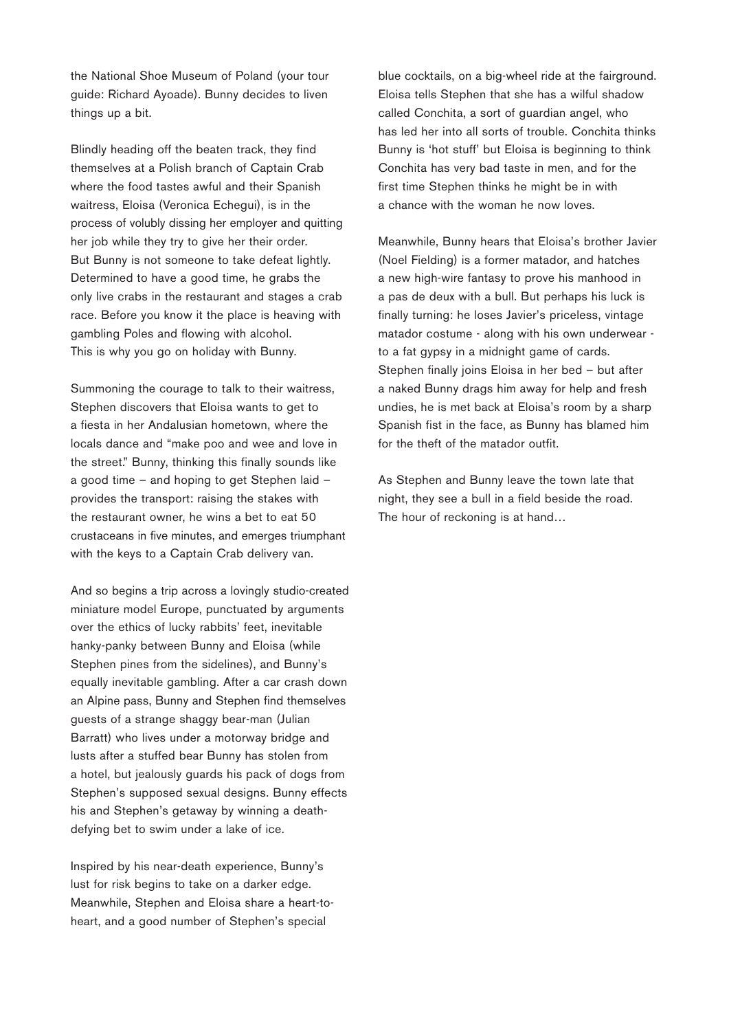the National Shoe Museum of Poland (your tour guide: Richard Ayoade). Bunny decides to liven things up a bit.

Blindly heading off the beaten track, they find themselves at a Polish branch of Captain Crab where the food tastes awful and their Spanish waitress, Eloisa (Veronica Echegui), is in the process of volubly dissing her employer and quitting her job while they try to give her their order. But Bunny is not someone to take defeat lightly. Determined to have a good time, he grabs the only live crabs in the restaurant and stages a crab race. Before you know it the place is heaving with gambling Poles and flowing with alcohol. This is why you go on holiday with Bunny.

Summoning the courage to talk to their waitress, Stephen discovers that Eloisa wants to get to a fiesta in her Andalusian hometown, where the locals dance and "make poo and wee and love in the street." Bunny, thinking this finally sounds like a good time – and hoping to get Stephen laid – provides the transport: raising the stakes with the restaurant owner, he wins a bet to eat 50 crustaceans in five minutes, and emerges triumphant with the keys to a Captain Crab delivery van.

And so begins a trip across a lovingly studio-created miniature model Europe, punctuated by arguments over the ethics of lucky rabbits' feet, inevitable hanky-panky between Bunny and Eloisa (while Stephen pines from the sidelines), and Bunny's equally inevitable gambling. After a car crash down an Alpine pass, Bunny and Stephen find themselves guests of a strange shaggy bear-man (Julian Barratt) who lives under a motorway bridge and lusts after a stuffed bear Bunny has stolen from a hotel, but jealously guards his pack of dogs from Stephen's supposed sexual designs. Bunny effects his and Stephen's getaway by winning a death-defying bet to swim under a lake of ice.

Inspired by his near-death experience, Bunny's lust for risk begins to take on a darker edge. Meanwhile, Stephen and Eloisa share a heart-to-heart, and a good number of Stephen's special blue cocktails, on a big-wheel ride at the fairground. Eloisa tells Stephen that she has a wilful shadow called Conchita, a sort of guardian angel, who has led her into all sorts of trouble. Conchita thinks Bunny is 'hot stuff' but Eloisa is beginning to think Conchita has very bad taste in men, and for the first time Stephen thinks he might be in with a chance with the woman he now loves.

Meanwhile, Bunny hears that Eloisa's brother Javier (Noel Fielding) is a former matador, and hatches a new high-wire fantasy to prove his manhood in a pas de deux with a bull. But perhaps his luck is finally turning: he loses Javier's priceless, vintage matador costume - along with his own underwear - to a fat gypsy in a midnight game of cards. Stephen finally joins Eloisa in her bed – but after a naked Bunny drags him away for help and fresh undies, he is met back at Eloisa's room by a sharp Spanish fist in the face, as Bunny has blamed him for the theft of the matador outfit.

As Stephen and Bunny leave the town late that night, they see a bull in a field beside the road. The hour of reckoning is at hand…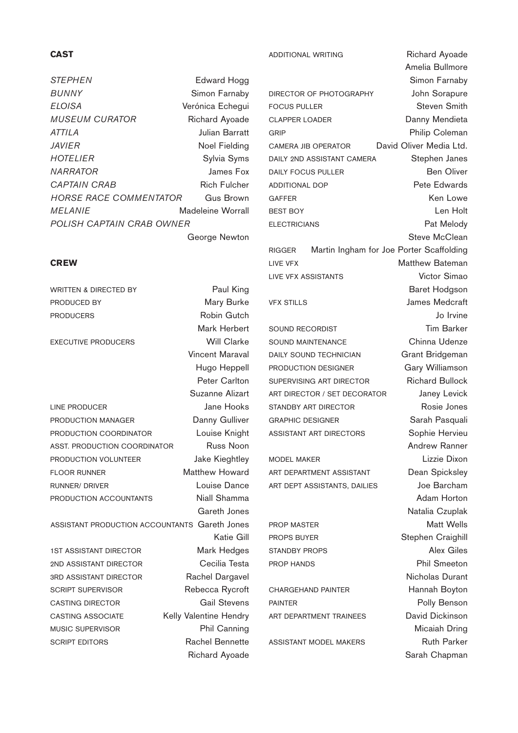## CAST

| | |
|---|---|
| *STEPHEN* | Edward Hogg |
| *BUNNY* | Simon Farnaby |
| *ELOISA* | Verónica Echegui |
| *MUSEUM CURATOR* | Richard Ayoade |
| *ATTILA* | Julian Barratt |
| *JAVIER* | Noel Fielding |
| *HOTELIER* | Sylvia Syms |
| *NARRATOR* | James Fox |
| *CAPTAIN CRAB* | Rich Fulcher |
| *HORSE RACE COMMENTATOR* | Gus Brown |
| *MELANIE* | Madeleine Worrall |
| *POLISH CAPTAIN CRAB OWNER* | George Newton |

## CREW

| | |
|---|---|
| WRITTEN & DIRECTED BY | Paul King |
| PRODUCED BY | Mary Burke |
| PRODUCERS | Robin Gutch<br>Mark Herbert |
| EXECUTIVE PRODUCERS | Will Clarke<br>Vincent Maraval<br>Hugo Heppell<br>Peter Carlton<br>Suzanne Alizart |
| LINE PRODUCER | Jane Hooks |
| PRODUCTION MANAGER | Danny Gulliver |
| PRODUCTION COORDINATOR | Louise Knight |
| ASST. PRODUCTION COORDINATOR | Russ Noon |
| PRODUCTION VOLUNTEER | Jake Kieghtley |
| FLOOR RUNNER | Matthew Howard |
| RUNNER/ DRIVER | Louise Dance |
| PRODUCTION ACCOUNTANTS | Niall Shamma<br>Gareth Jones |
| ASSISTANT PRODUCTION ACCOUNTANTS | Gareth Jones<br>Katie Gill |
| 1ST ASSISTANT DIRECTOR | Mark Hedges |
| 2ND ASSISTANT DIRECTOR | Cecilia Testa |
| 3RD ASSISTANT DIRECTOR | Rachel Dargavel |
| SCRIPT SUPERVISOR | Rebecca Rycroft |
| CASTING DIRECTOR | Gail Stevens |
| CASTING ASSOCIATE | Kelly Valentine Hendry |
| MUSIC SUPERVISOR | Phil Canning |
| SCRIPT EDITORS | Rachel Bennette<br>Richard Ayoade |
| ADDITIONAL WRITING | Richard Ayoade<br>Amelia Bullmore<br>Simon Farnaby |
| DIRECTOR OF PHOTOGRAPHY | John Sorapure |
| FOCUS PULLER | Steven Smith |
| CLAPPER LOADER | Danny Mendieta |
| GRIP | Philip Coleman |
| CAMERA JIB OPERATOR | David Oliver Media Ltd. |
| DAILY 2ND ASSISTANT CAMERA | Stephen Janes |
| DAILY FOCUS PULLER | Ben Oliver |
| ADDITIONAL DOP | Pete Edwards |
| GAFFER | Ken Lowe |
| BEST BOY | Len Holt |
| ELECTRICIANS | Pat Melody<br>Steve McClean |
| RIGGER | Martin Ingham for Joe Porter Scaffolding |
| LIVE VFX | Matthew Bateman |
| LIVE VFX ASSISTANTS | Victor Simao<br>Baret Hodgson |
| VFX STILLS | James Medcraft<br>Jo Irvine |
| SOUND RECORDIST | Tim Barker |
| SOUND MAINTENANCE | Chinna Udenze |
| DAILY SOUND TECHNICIAN | Grant Bridgeman |
| PRODUCTION DESIGNER | Gary Williamson |
| SUPERVISING ART DIRECTOR | Richard Bullock |
| ART DIRECTOR / SET DECORATOR | Janey Levick |
| STANDBY ART DIRECTOR | Rosie Jones |
| GRAPHIC DESIGNER | Sarah Pasquali |
| ASSISTANT ART DIRECTORS | Sophie Hervieu<br>Andrew Ranner |
| MODEL MAKER | Lizzie Dixon |
| ART DEPARTMENT ASSISTANT | Dean Spicksley |
| ART DEPT ASSISTANTS, DAILIES | Joe Barcham<br>Adam Horton<br>Natalia Czuplak |
| PROP MASTER | Matt Wells |
| PROPS BUYER | Stephen Craighill |
| STANDBY PROPS | Alex Giles |
| PROP HANDS | Phil Smeeton<br>Nicholas Durant |
| CHARGEHAND PAINTER | Hannah Boyton |
| PAINTER | Polly Benson |
| ART DEPARTMENT TRAINEES | David Dickinson<br>Micaiah Dring |
| ASSISTANT MODEL MAKERS | Ruth Parker<br>Sarah Chapman |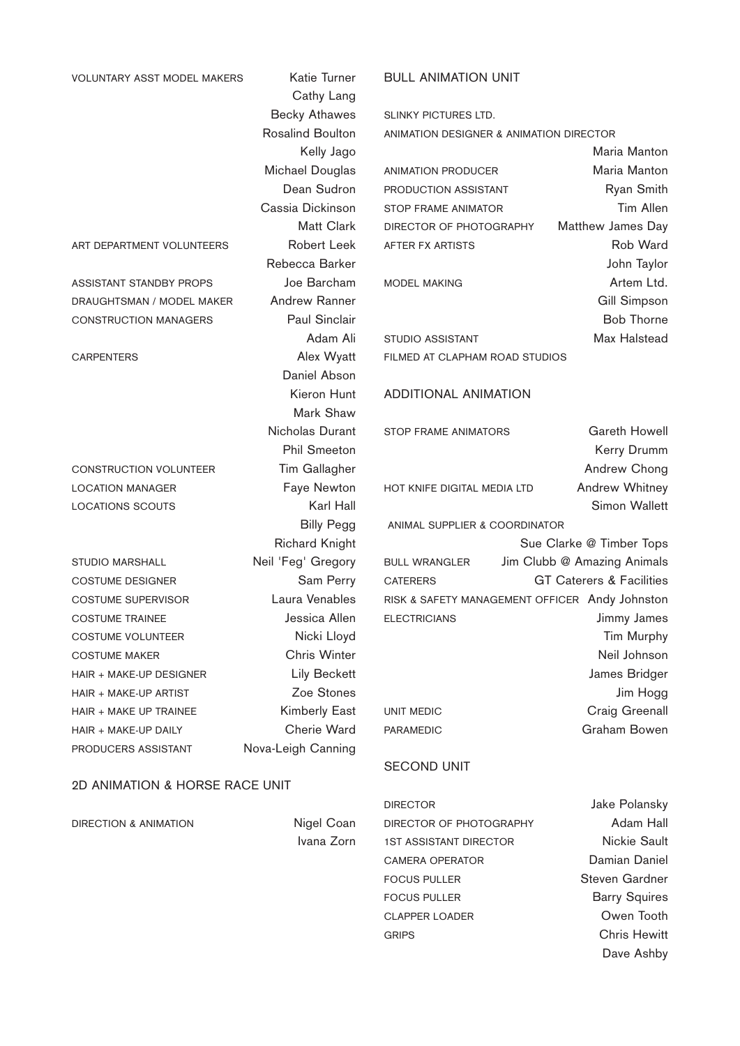VOLUNTARY ASST MODEL MAKERS — Katie Turner
Cathy Lang
Becky Athawes
Rosalind Boulton
Kelly Jago
Michael Douglas
Dean Sudron
Cassia Dickinson
Matt Clark

ART DEPARTMENT VOLUNTEERS — Robert Leek
Rebecca Barker

ASSISTANT STANDBY PROPS — Joe Barcham

DRAUGHTSMAN / MODEL MAKER — Andrew Ranner

CONSTRUCTION MANAGERS — Paul Sinclair
Adam Ali

CARPENTERS — Alex Wyatt
Daniel Abson
Kieron Hunt
Mark Shaw
Nicholas Durant
Phil Smeeton

CONSTRUCTION VOLUNTEER — Tim Gallagher

LOCATION MANAGER — Faye Newton

LOCATIONS SCOUTS — Karl Hall
Billy Pegg
Richard Knight

STUDIO MARSHALL — Neil 'Feg' Gregory

COSTUME DESIGNER — Sam Perry

COSTUME SUPERVISOR — Laura Venables

COSTUME TRAINEE — Jessica Allen

COSTUME VOLUNTEER — Nicki Lloyd

COSTUME MAKER — Chris Winter

HAIR + MAKE-UP DESIGNER — Lily Beckett

HAIR + MAKE-UP ARTIST — Zoe Stones

HAIR + MAKE UP TRAINEE — Kimberly East

HAIR + MAKE-UP DAILY — Cherie Ward

PRODUCERS ASSISTANT — Nova-Leigh Canning

## 2D ANIMATION & HORSE RACE UNIT

DIRECTION & ANIMATION — Nigel Coan
Ivana Zorn

## BULL ANIMATION UNIT

SLINKY PICTURES LTD.

ANIMATION DESIGNER & ANIMATION DIRECTOR — Maria Manton

ANIMATION PRODUCER — Maria Manton

PRODUCTION ASSISTANT — Ryan Smith

STOP FRAME ANIMATOR — Tim Allen

DIRECTOR OF PHOTOGRAPHY — Matthew James Day

AFTER FX ARTISTS — Rob Ward
John Taylor

MODEL MAKING — Artem Ltd.
Gill Simpson
Bob Thorne

STUDIO ASSISTANT — Max Halstead

FILMED AT CLAPHAM ROAD STUDIOS

## ADDITIONAL ANIMATION

STOP FRAME ANIMATORS — Gareth Howell
Kerry Drumm
Andrew Chong

HOT KNIFE DIGITAL MEDIA LTD — Andrew Whitney
Simon Wallett

ANIMAL SUPPLIER & COORDINATOR — Sue Clarke @ Timber Tops

BULL WRANGLER — Jim Clubb @ Amazing Animals

CATERERS — GT Caterers & Facilities

RISK & SAFETY MANAGEMENT OFFICER — Andy Johnston

ELECTRICIANS — Jimmy James
Tim Murphy
Neil Johnson
James Bridger
Jim Hogg

UNIT MEDIC — Craig Greenall

PARAMEDIC — Graham Bowen

## SECOND UNIT

DIRECTOR — Jake Polansky

DIRECTOR OF PHOTOGRAPHY — Adam Hall

1ST ASSISTANT DIRECTOR — Nickie Sault

CAMERA OPERATOR — Damian Daniel

FOCUS PULLER — Steven Gardner

FOCUS PULLER — Barry Squires

CLAPPER LOADER — Owen Tooth

GRIPS — Chris Hewitt
Dave Ashby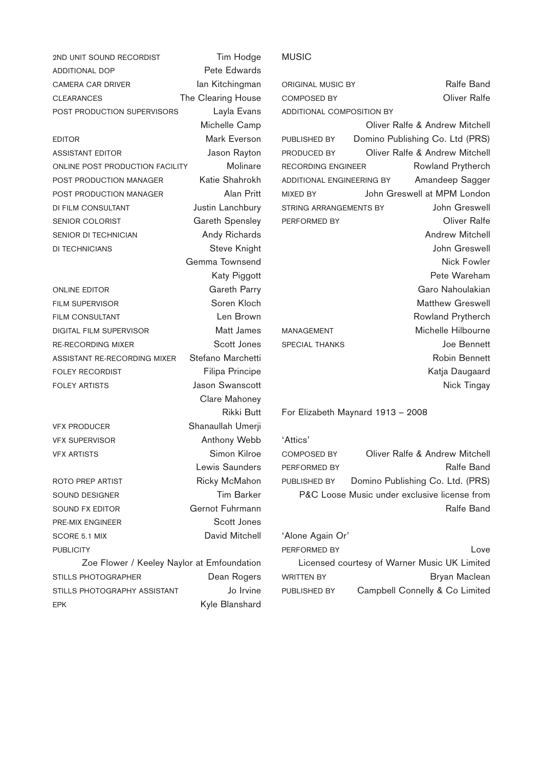2ND UNIT SOUND RECORDIST Tim Hodge
ADDITIONAL DOP Pete Edwards
CAMERA CAR DRIVER Ian Kitchingman
CLEARANCES The Clearing House
POST PRODUCTION SUPERVISORS Layla Evans
Michelle Camp
EDITOR Mark Everson
ASSISTANT EDITOR Jason Rayton
ONLINE POST PRODUCTION FACILITY Molinare
POST PRODUCTION MANAGER Katie Shahrokh
POST PRODUCTION MANAGER Alan Pritt
DI FILM CONSULTANT Justin Lanchbury
SENIOR COLORIST Gareth Spensley
SENIOR DI TECHNICIAN Andy Richards
DI TECHNICIANS Steve Knight
Gemma Townsend
Katy Piggott
ONLINE EDITOR Gareth Parry
FILM SUPERVISOR Soren Kloch
FILM CONSULTANT Len Brown
DIGITAL FILM SUPERVISOR Matt James
RE-RECORDING MIXER Scott Jones
ASSISTANT RE-RECORDING MIXER Stefano Marchetti
FOLEY RECORDIST Filipa Principe
FOLEY ARTISTS Jason Swanscott
Clare Mahoney
Rikki Butt
VFX PRODUCER Shanaullah Umerji
VFX SUPERVISOR Anthony Webb
VFX ARTISTS Simon Kilroe
Lewis Saunders
ROTO PREP ARTIST Ricky McMahon
SOUND DESIGNER Tim Barker
SOUND FX EDITOR Gernot Fuhrmann
PRE-MIX ENGINEER Scott Jones
SCORE 5.1 MIX David Mitchell
PUBLICITY
Zoe Flower / Keeley Naylor at Emfoundation
STILLS PHOTOGRAPHER Dean Rogers
STILLS PHOTOGRAPHY ASSISTANT Jo Irvine
EPK Kyle Blanshard

MUSIC

ORIGINAL MUSIC BY Ralfe Band
COMPOSED BY Oliver Ralfe
ADDITIONAL COMPOSITION BY
Oliver Ralfe & Andrew Mitchell
PUBLISHED BY Domino Publishing Co. Ltd (PRS)
PRODUCED BY Oliver Ralfe & Andrew Mitchell
RECORDING ENGINEER Rowland Prytherch
ADDITIONAL ENGINEERING BY Amandeep Sagger
MIXED BY John Greswell at MPM London
STRING ARRANGEMENTS BY John Greswell
PERFORMED BY Oliver Ralfe
Andrew Mitchell
John Greswell
Nick Fowler
Pete Wareham
Garo Nahoulakian
Matthew Greswell
Rowland Prytherch
MANAGEMENT Michelle Hilbourne
SPECIAL THANKS Joe Bennett
Robin Bennett
Katja Daugaard
Nick Tingay

For Elizabeth Maynard 1913 – 2008

'Attics'
COMPOSED BY Oliver Ralfe & Andrew Mitchell
PERFORMED BY Ralfe Band
PUBLISHED BY Domino Publishing Co. Ltd. (PRS)
P&C Loose Music under exclusive license from Ralfe Band

'Alone Again Or'
PERFORMED BY Love
Licensed courtesy of Warner Music UK Limited
WRITTEN BY Bryan Maclean
PUBLISHED BY Campbell Connelly & Co Limited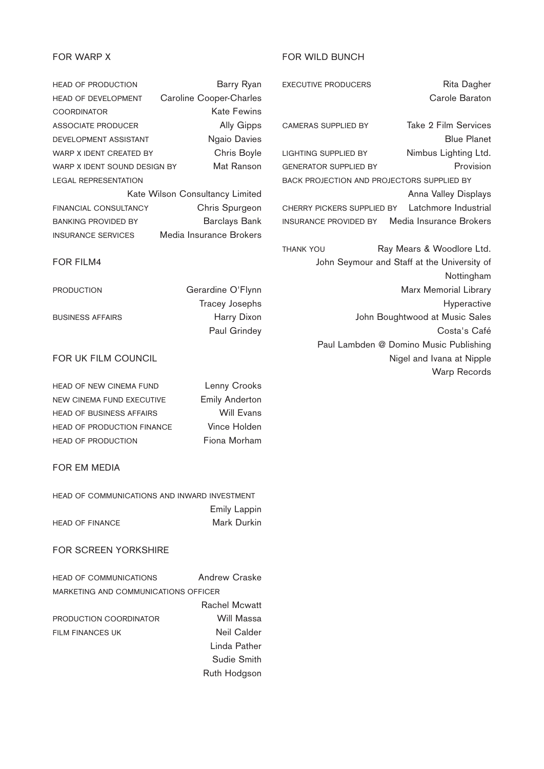## FOR WARP X

| | |
|---|---|
| HEAD OF PRODUCTION | Barry Ryan |
| HEAD OF DEVELOPMENT | Caroline Cooper-Charles |
| COORDINATOR | Kate Fewins |
| ASSOCIATE PRODUCER | Ally Gipps |
| DEVELOPMENT ASSISTANT | Ngaio Davies |
| WARP X IDENT CREATED BY | Chris Boyle |
| WARP X IDENT SOUND DESIGN BY | Mat Ranson |
| LEGAL REPRESENTATION | Kate Wilson Consultancy Limited |
| FINANCIAL CONSULTANCY | Chris Spurgeon |
| BANKING PROVIDED BY | Barclays Bank |
| INSURANCE SERVICES | Media Insurance Brokers |

## FOR FILM4

| | |
|---|---|
| PRODUCTION | Gerardine O'Flynn |
| | Tracey Josephs |
| BUSINESS AFFAIRS | Harry Dixon |
| | Paul Grindey |

## FOR UK FILM COUNCIL

| | |
|---|---|
| HEAD OF NEW CINEMA FUND | Lenny Crooks |
| NEW CINEMA FUND EXECUTIVE | Emily Anderton |
| HEAD OF BUSINESS AFFAIRS | Will Evans |
| HEAD OF PRODUCTION FINANCE | Vince Holden |
| HEAD OF PRODUCTION | Fiona Morham |

## FOR EM MEDIA

| | |
|---|---|
| HEAD OF COMMUNICATIONS AND INWARD INVESTMENT | Emily Lappin |
| HEAD OF FINANCE | Mark Durkin |

## FOR SCREEN YORKSHIRE

| | |
|---|---|
| HEAD OF COMMUNICATIONS | Andrew Craske |
| MARKETING AND COMMUNICATIONS OFFICER | Rachel Mcwatt |
| PRODUCTION COORDINATOR | Will Massa |
| FILM FINANCES UK | Neil Calder |
| | Linda Pather |
| | Sudie Smith |
| | Ruth Hodgson |

## FOR WILD BUNCH

| | |
|---|---|
| EXECUTIVE PRODUCERS | Rita Dagher |
| | Carole Baraton |
| CAMERAS SUPPLIED BY | Take 2 Film Services |
| | Blue Planet |
| LIGHTING SUPPLIED BY | Nimbus Lighting Ltd. |
| GENERATOR SUPPLIED BY | Provision |
| BACK PROJECTION AND PROJECTORS SUPPLIED BY | Anna Valley Displays |
| CHERRY PICKERS SUPPLIED BY | Latchmore Industrial |
| INSURANCE PROVIDED BY | Media Insurance Brokers |

| | |
|---|---|
| THANK YOU | Ray Mears & Woodlore Ltd. |
| | John Seymour and Staff at the University of Nottingham |
| | Marx Memorial Library |
| | Hyperactive |
| | John Boughtwood at Music Sales |
| | Costa's Café |
| | Paul Lambden @ Domino Music Publishing |
| | Nigel and Ivana at Nipple |
| | Warp Records |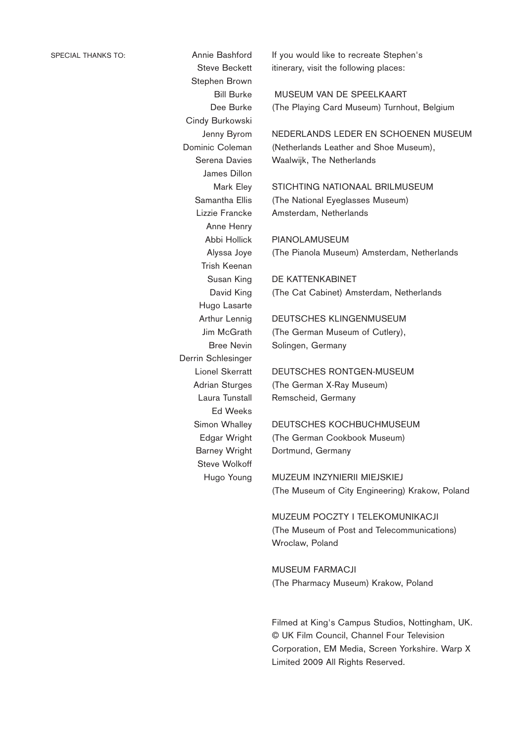SPECIAL THANKS TO:

Annie Bashford
Steve Beckett
Stephen Brown
Bill Burke
Dee Burke
Cindy Burkowski
Jenny Byrom
Dominic Coleman
Serena Davies
James Dillon
Mark Eley
Samantha Ellis
Lizzie Francke
Anne Henry
Abbi Hollick
Alyssa Joye
Trish Keenan
Susan King
David King
Hugo Lasarte
Arthur Lennig
Jim McGrath
Bree Nevin
Derrin Schlesinger
Lionel Skerratt
Adrian Sturges
Laura Tunstall
Ed Weeks
Simon Whalley
Edgar Wright
Barney Wright
Steve Wolkoff
Hugo Young

If you would like to recreate Stephen's itinerary, visit the following places:

MUSEUM VAN DE SPEELKAART
(The Playing Card Museum) Turnhout, Belgium

NEDERLANDS LEDER EN SCHOENEN MUSEUM
(Netherlands Leather and Shoe Museum), Waalwijk, The Netherlands

STICHTING NATIONAAL BRILMUSEUM
(The National Eyeglasses Museum) Amsterdam, Netherlands

PIANOLAMUSEUM
(The Pianola Museum) Amsterdam, Netherlands

DE KATTENKABINET
(The Cat Cabinet) Amsterdam, Netherlands

DEUTSCHES KLINGENMUSEUM
(The German Museum of Cutlery), Solingen, Germany

DEUTSCHES RONTGEN-MUSEUM
(The German X-Ray Museum) Remscheid, Germany

DEUTSCHES KOCHBUCHMUSEUM
(The German Cookbook Museum) Dortmund, Germany

MUZEUM INZYNIERII MIEJSKIEJ
(The Museum of City Engineering) Krakow, Poland

MUZEUM POCZTY I TELEKOMUNIKACJI
(The Museum of Post and Telecommunications) Wroclaw, Poland

MUSEUM FARMACJI
(The Pharmacy Museum) Krakow, Poland

Filmed at King's Campus Studios, Nottingham, UK. © UK Film Council, Channel Four Television Corporation, EM Media, Screen Yorkshire. Warp X Limited 2009 All Rights Reserved.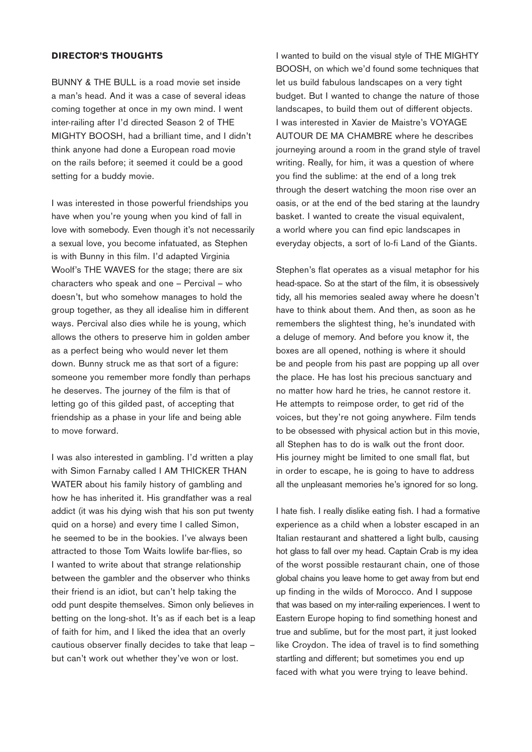## DIRECTOR'S THOUGHTS

BUNNY & THE BULL is a road movie set inside a man's head. And it was a case of several ideas coming together at once in my own mind. I went inter-railing after I'd directed Season 2 of THE MIGHTY BOOSH, had a brilliant time, and I didn't think anyone had done a European road movie on the rails before; it seemed it could be a good setting for a buddy movie.

I was interested in those powerful friendships you have when you're young when you kind of fall in love with somebody. Even though it's not necessarily a sexual love, you become infatuated, as Stephen is with Bunny in this film. I'd adapted Virginia Woolf's THE WAVES for the stage; there are six characters who speak and one – Percival – who doesn't, but who somehow manages to hold the group together, as they all idealise him in different ways. Percival also dies while he is young, which allows the others to preserve him in golden amber as a perfect being who would never let them down. Bunny struck me as that sort of a figure: someone you remember more fondly than perhaps he deserves. The journey of the film is that of letting go of this gilded past, of accepting that friendship as a phase in your life and being able to move forward.

I was also interested in gambling. I'd written a play with Simon Farnaby called I AM THICKER THAN WATER about his family history of gambling and how he has inherited it. His grandfather was a real addict (it was his dying wish that his son put twenty quid on a horse) and every time I called Simon, he seemed to be in the bookies. I've always been attracted to those Tom Waits lowlife bar-flies, so I wanted to write about that strange relationship between the gambler and the observer who thinks their friend is an idiot, but can't help taking the odd punt despite themselves. Simon only believes in betting on the long-shot. It's as if each bet is a leap of faith for him, and I liked the idea that an overly cautious observer finally decides to take that leap – but can't work out whether they've won or lost.

I wanted to build on the visual style of THE MIGHTY BOOSH, on which we'd found some techniques that let us build fabulous landscapes on a very tight budget. But I wanted to change the nature of those landscapes, to build them out of different objects. I was interested in Xavier de Maistre's VOYAGE AUTOUR DE MA CHAMBRE where he describes journeying around a room in the grand style of travel writing. Really, for him, it was a question of where you find the sublime: at the end of a long trek through the desert watching the moon rise over an oasis, or at the end of the bed staring at the laundry basket. I wanted to create the visual equivalent, a world where you can find epic landscapes in everyday objects, a sort of lo-fi Land of the Giants.

Stephen's flat operates as a visual metaphor for his head-space. So at the start of the film, it is obsessively tidy, all his memories sealed away where he doesn't have to think about them. And then, as soon as he remembers the slightest thing, he's inundated with a deluge of memory. And before you know it, the boxes are all opened, nothing is where it should be and people from his past are popping up all over the place. He has lost his precious sanctuary and no matter how hard he tries, he cannot restore it. He attempts to reimpose order, to get rid of the voices, but they're not going anywhere. Film tends to be obsessed with physical action but in this movie, all Stephen has to do is walk out the front door. His journey might be limited to one small flat, but in order to escape, he is going to have to address all the unpleasant memories he's ignored for so long.

I hate fish. I really dislike eating fish. I had a formative experience as a child when a lobster escaped in an Italian restaurant and shattered a light bulb, causing hot glass to fall over my head. Captain Crab is my idea of the worst possible restaurant chain, one of those global chains you leave home to get away from but end up finding in the wilds of Morocco. And I suppose that was based on my inter-railing experiences. I went to Eastern Europe hoping to find something honest and true and sublime, but for the most part, it just looked like Croydon. The idea of travel is to find something startling and different; but sometimes you end up faced with what you were trying to leave behind.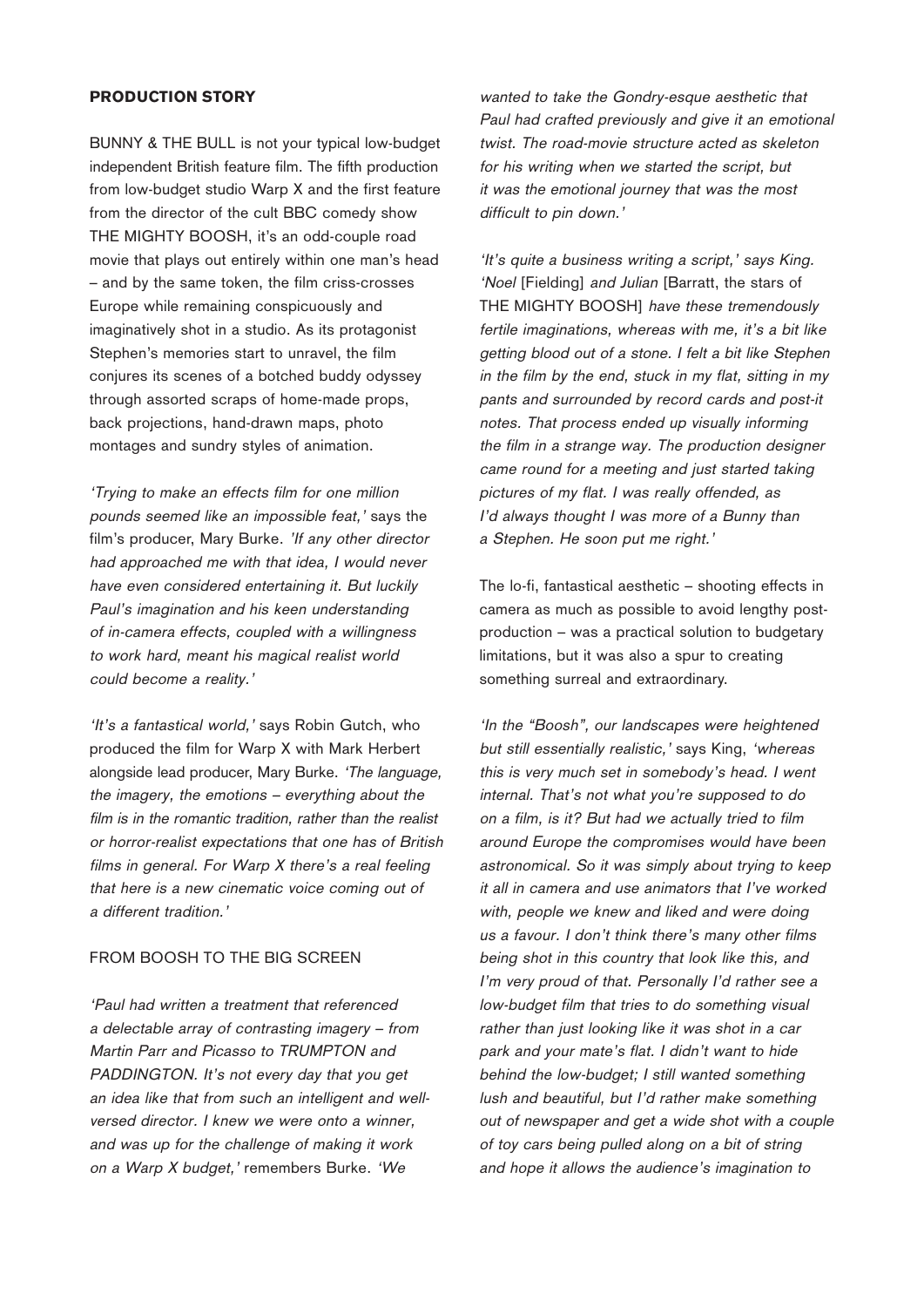## PRODUCTION STORY

BUNNY & THE BULL is not your typical low-budget independent British feature film. The fifth production from low-budget studio Warp X and the first feature from the director of the cult BBC comedy show THE MIGHTY BOOSH, it's an odd-couple road movie that plays out entirely within one man's head – and by the same token, the film criss-crosses Europe while remaining conspicuously and imaginatively shot in a studio. As its protagonist Stephen's memories start to unravel, the film conjures its scenes of a botched buddy odyssey through assorted scraps of home-made props, back projections, hand-drawn maps, photo montages and sundry styles of animation.

*'Trying to make an effects film for one million pounds seemed like an impossible feat,'* says the film's producer, Mary Burke. *'If any other director had approached me with that idea, I would never have even considered entertaining it. But luckily Paul's imagination and his keen understanding of in-camera effects, coupled with a willingness to work hard, meant his magical realist world could become a reality.'*

*'It's a fantastical world,'* says Robin Gutch, who produced the film for Warp X with Mark Herbert alongside lead producer, Mary Burke. *'The language, the imagery, the emotions – everything about the film is in the romantic tradition, rather than the realist or horror-realist expectations that one has of British films in general. For Warp X there's a real feeling that here is a new cinematic voice coming out of a different tradition.'*

### FROM BOOSH TO THE BIG SCREEN

*'Paul had written a treatment that referenced a delectable array of contrasting imagery – from Martin Parr and Picasso to TRUMPTON and PADDINGTON. It's not every day that you get an idea like that from such an intelligent and well-versed director. I knew we were onto a winner, and was up for the challenge of making it work on a Warp X budget,'* remembers Burke. *'We wanted to take the Gondry-esque aesthetic that Paul had crafted previously and give it an emotional twist. The road-movie structure acted as skeleton for his writing when we started the script, but it was the emotional journey that was the most difficult to pin down.'*

*'It's quite a business writing a script,' says King. 'Noel* [Fielding] *and Julian* [Barratt, the stars of THE MIGHTY BOOSH] *have these tremendously fertile imaginations, whereas with me, it's a bit like getting blood out of a stone. I felt a bit like Stephen in the film by the end, stuck in my flat, sitting in my pants and surrounded by record cards and post-it notes. That process ended up visually informing the film in a strange way. The production designer came round for a meeting and just started taking pictures of my flat. I was really offended, as I'd always thought I was more of a Bunny than a Stephen. He soon put me right.'*

The lo-fi, fantastical aesthetic – shooting effects in camera as much as possible to avoid lengthy post-production – was a practical solution to budgetary limitations, but it was also a spur to creating something surreal and extraordinary.

*'In the "Boosh", our landscapes were heightened but still essentially realistic,'* says King, *'whereas this is very much set in somebody's head. I went internal. That's not what you're supposed to do on a film, is it? But had we actually tried to film around Europe the compromises would have been astronomical. So it was simply about trying to keep it all in camera and use animators that I've worked with, people we knew and liked and were doing us a favour. I don't think there's many other films being shot in this country that look like this, and I'm very proud of that. Personally I'd rather see a low-budget film that tries to do something visual rather than just looking like it was shot in a car park and your mate's flat. I didn't want to hide behind the low-budget; I still wanted something lush and beautiful, but I'd rather make something out of newspaper and get a wide shot with a couple of toy cars being pulled along on a bit of string and hope it allows the audience's imagination to*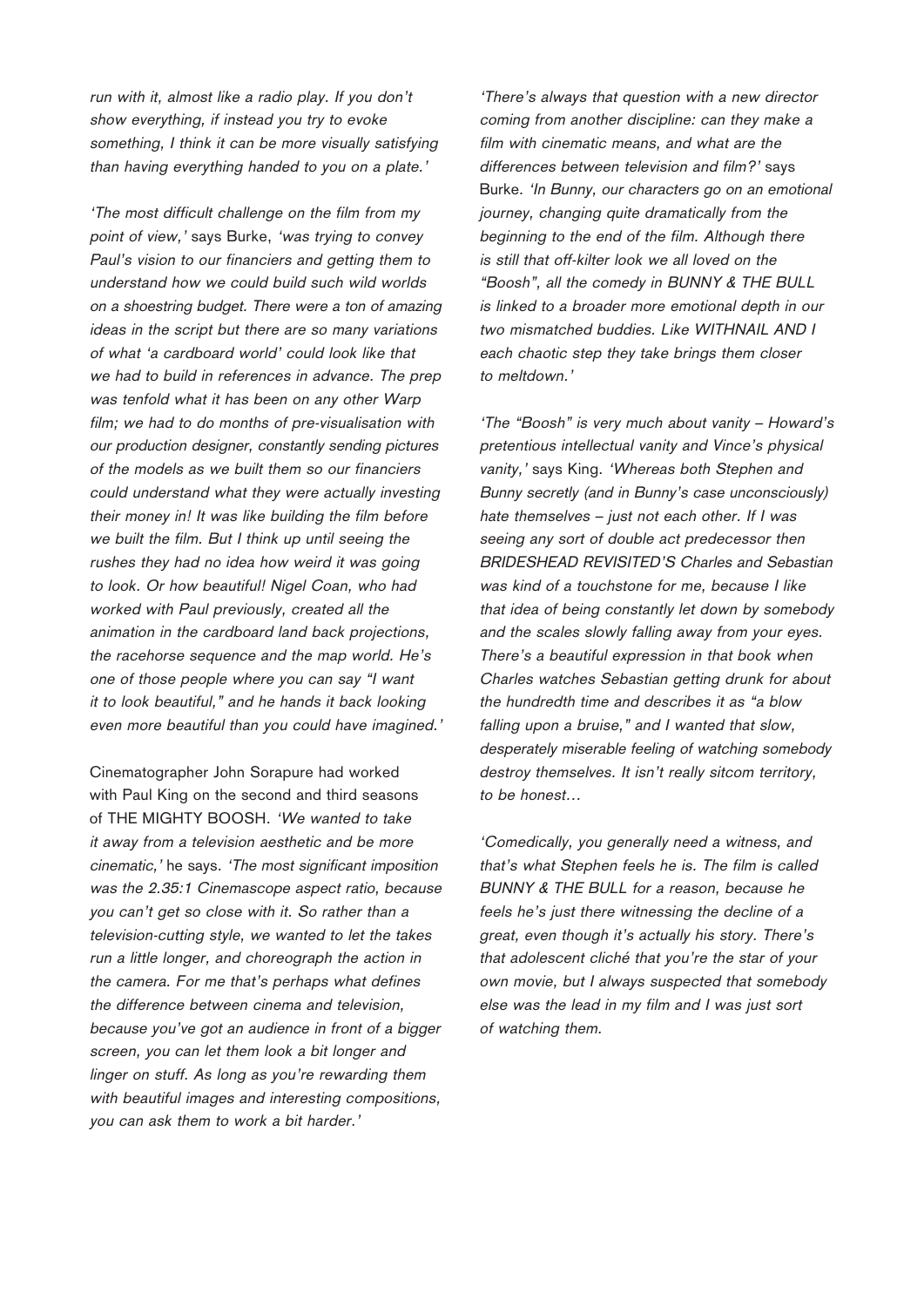*run with it, almost like a radio play. If you don't show everything, if instead you try to evoke something, I think it can be more visually satisfying than having everything handed to you on a plate.'*

*'The most difficult challenge on the film from my point of view,'* says Burke, *'was trying to convey Paul's vision to our financiers and getting them to understand how we could build such wild worlds on a shoestring budget. There were a ton of amazing ideas in the script but there are so many variations of what 'a cardboard world' could look like that we had to build in references in advance. The prep was tenfold what it has been on any other Warp film; we had to do months of pre-visualisation with our production designer, constantly sending pictures of the models as we built them so our financiers could understand what they were actually investing their money in! It was like building the film before we built the film. But I think up until seeing the rushes they had no idea how weird it was going to look. Or how beautiful! Nigel Coan, who had worked with Paul previously, created all the animation in the cardboard land back projections, the racehorse sequence and the map world. He's one of those people where you can say "I want it to look beautiful," and he hands it back looking even more beautiful than you could have imagined.'*

Cinematographer John Sorapure had worked with Paul King on the second and third seasons of THE MIGHTY BOOSH. *'We wanted to take it away from a television aesthetic and be more cinematic,'* he says. *'The most significant imposition was the 2.35:1 Cinemascope aspect ratio, because you can't get so close with it. So rather than a television-cutting style, we wanted to let the takes run a little longer, and choreograph the action in the camera. For me that's perhaps what defines the difference between cinema and television, because you've got an audience in front of a bigger screen, you can let them look a bit longer and linger on stuff. As long as you're rewarding them with beautiful images and interesting compositions, you can ask them to work a bit harder.'*

*'There's always that question with a new director coming from another discipline: can they make a film with cinematic means, and what are the differences between television and film?'* says Burke. *'In Bunny, our characters go on an emotional journey, changing quite dramatically from the beginning to the end of the film. Although there is still that off-kilter look we all loved on the "Boosh", all the comedy in BUNNY & THE BULL is linked to a broader more emotional depth in our two mismatched buddies. Like WITHNAIL AND I each chaotic step they take brings them closer to meltdown.'*

*'The "Boosh" is very much about vanity – Howard's pretentious intellectual vanity and Vince's physical vanity,'* says King. *'Whereas both Stephen and Bunny secretly (and in Bunny's case unconsciously) hate themselves – just not each other. If I was seeing any sort of double act predecessor then BRIDESHEAD REVISITED'S Charles and Sebastian was kind of a touchstone for me, because I like that idea of being constantly let down by somebody and the scales slowly falling away from your eyes. There's a beautiful expression in that book when Charles watches Sebastian getting drunk for about the hundredth time and describes it as "a blow falling upon a bruise," and I wanted that slow, desperately miserable feeling of watching somebody destroy themselves. It isn't really sitcom territory, to be honest…*

*'Comedically, you generally need a witness, and that's what Stephen feels he is. The film is called BUNNY & THE BULL for a reason, because he feels he's just there witnessing the decline of a great, even though it's actually his story. There's that adolescent cliché that you're the star of your own movie, but I always suspected that somebody else was the lead in my film and I was just sort of watching them.*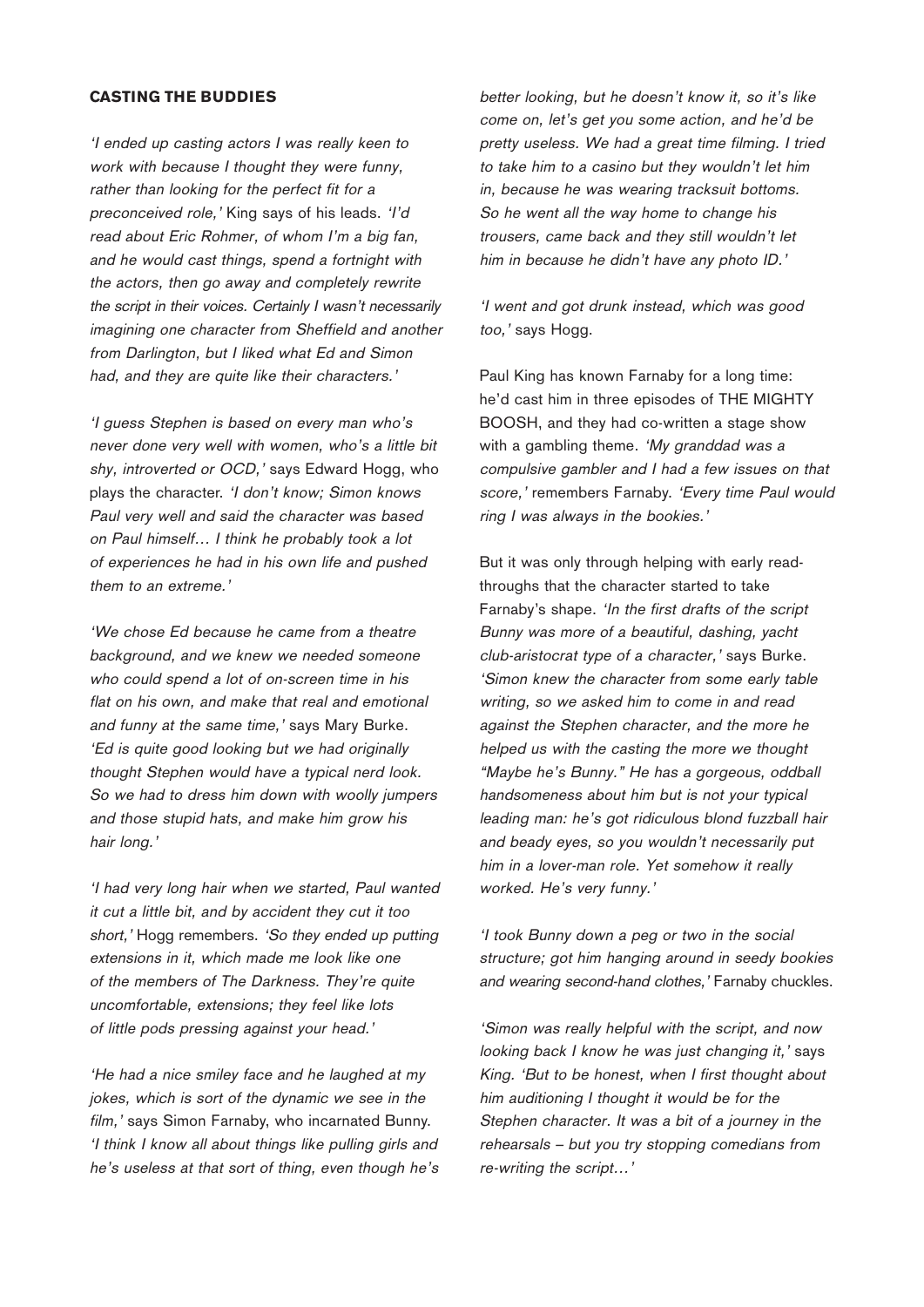## CASTING THE BUDDIES

*'I ended up casting actors I was really keen to work with because I thought they were funny, rather than looking for the perfect fit for a preconceived role,'* King says of his leads. *'I'd read about Eric Rohmer, of whom I'm a big fan, and he would cast things, spend a fortnight with the actors, then go away and completely rewrite the script in their voices. Certainly I wasn't necessarily imagining one character from Sheffield and another from Darlington, but I liked what Ed and Simon had, and they are quite like their characters.'*

*'I guess Stephen is based on every man who's never done very well with women, who's a little bit shy, introverted or OCD,'* says Edward Hogg, who plays the character. *'I don't know; Simon knows Paul very well and said the character was based on Paul himself… I think he probably took a lot of experiences he had in his own life and pushed them to an extreme.'*

*'We chose Ed because he came from a theatre background, and we knew we needed someone who could spend a lot of on-screen time in his flat on his own, and make that real and emotional and funny at the same time,'* says Mary Burke. *'Ed is quite good looking but we had originally thought Stephen would have a typical nerd look. So we had to dress him down with woolly jumpers and those stupid hats, and make him grow his hair long.'*

*'I had very long hair when we started, Paul wanted it cut a little bit, and by accident they cut it too short,'* Hogg remembers. *'So they ended up putting extensions in it, which made me look like one of the members of The Darkness. They're quite uncomfortable, extensions; they feel like lots of little pods pressing against your head.'*

*'He had a nice smiley face and he laughed at my jokes, which is sort of the dynamic we see in the film,'* says Simon Farnaby, who incarnated Bunny. *'I think I know all about things like pulling girls and he's useless at that sort of thing, even though he's better looking, but he doesn't know it, so it's like come on, let's get you some action, and he'd be pretty useless. We had a great time filming. I tried to take him to a casino but they wouldn't let him in, because he was wearing tracksuit bottoms. So he went all the way home to change his trousers, came back and they still wouldn't let him in because he didn't have any photo ID.'*

*'I went and got drunk instead, which was good too,'* says Hogg.

Paul King has known Farnaby for a long time: he'd cast him in three episodes of THE MIGHTY BOOSH, and they had co-written a stage show with a gambling theme. *'My granddad was a compulsive gambler and I had a few issues on that score,'* remembers Farnaby. *'Every time Paul would ring I was always in the bookies.'*

But it was only through helping with early read-throughs that the character started to take Farnaby's shape. *'In the first drafts of the script Bunny was more of a beautiful, dashing, yacht club-aristocrat type of a character,'* says Burke. *'Simon knew the character from some early table writing, so we asked him to come in and read against the Stephen character, and the more he helped us with the casting the more we thought "Maybe he's Bunny." He has a gorgeous, oddball handsomeness about him but is not your typical leading man: he's got ridiculous blond fuzzball hair and beady eyes, so you wouldn't necessarily put him in a lover-man role. Yet somehow it really worked. He's very funny.'*

*'I took Bunny down a peg or two in the social structure; got him hanging around in seedy bookies and wearing second-hand clothes,'* Farnaby chuckles.

*'Simon was really helpful with the script, and now looking back I know he was just changing it,' says King. 'But to be honest, when I first thought about him auditioning I thought it would be for the Stephen character. It was a bit of a journey in the rehearsals – but you try stopping comedians from re-writing the script…'*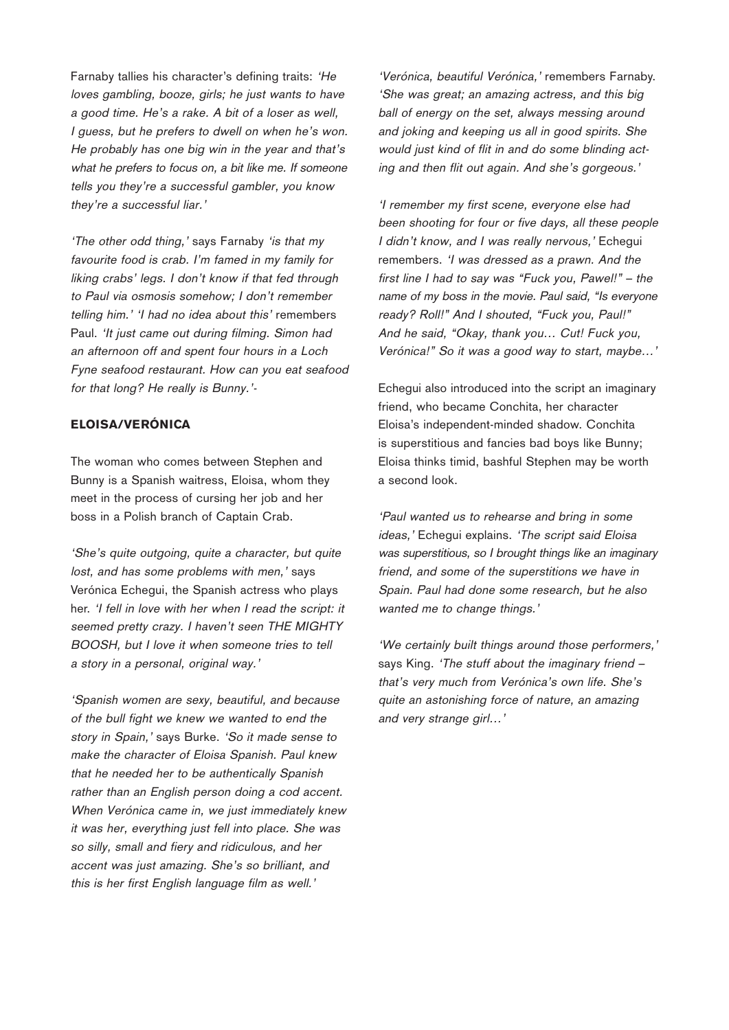Farnaby tallies his character's defining traits: *'He loves gambling, booze, girls; he just wants to have a good time. He's a rake. A bit of a loser as well, I guess, but he prefers to dwell on when he's won. He probably has one big win in the year and that's what he prefers to focus on, a bit like me. If someone tells you they're a successful gambler, you know they're a successful liar.'*

*'The other odd thing,'* says Farnaby *'is that my favourite food is crab. I'm famed in my family for liking crabs' legs. I don't know if that fed through to Paul via osmosis somehow; I don't remember telling him.' 'I had no idea about this'* remembers Paul. *'It just came out during filming. Simon had an afternoon off and spent four hours in a Loch Fyne seafood restaurant. How can you eat seafood for that long? He really is Bunny.'*-

## ELOISA/VERÓNICA

The woman who comes between Stephen and Bunny is a Spanish waitress, Eloisa, whom they meet in the process of cursing her job and her boss in a Polish branch of Captain Crab.

*'She's quite outgoing, quite a character, but quite lost, and has some problems with men,'* says Verónica Echegui, the Spanish actress who plays her. *'I fell in love with her when I read the script: it seemed pretty crazy. I haven't seen THE MIGHTY BOOSH, but I love it when someone tries to tell a story in a personal, original way.'*

*'Spanish women are sexy, beautiful, and because of the bull fight we knew we wanted to end the story in Spain,'* says Burke. *'So it made sense to make the character of Eloisa Spanish. Paul knew that he needed her to be authentically Spanish rather than an English person doing a cod accent. When Verónica came in, we just immediately knew it was her, everything just fell into place. She was so silly, small and fiery and ridiculous, and her accent was just amazing. She's so brilliant, and this is her first English language film as well.'*

*'Verónica, beautiful Verónica,'* remembers Farnaby. *'She was great; an amazing actress, and this big ball of energy on the set, always messing around and joking and keeping us all in good spirits. She would just kind of flit in and do some blinding acting and then flit out again. And she's gorgeous.'*

*'I remember my first scene, everyone else had been shooting for four or five days, all these people I didn't know, and I was really nervous,'* Echegui remembers. *'I was dressed as a prawn. And the first line I had to say was "Fuck you, Pawel!" – the name of my boss in the movie. Paul said, "Is everyone ready? Roll!" And I shouted, "Fuck you, Paul!" And he said, "Okay, thank you… Cut! Fuck you, Verónica!" So it was a good way to start, maybe…'*

Echegui also introduced into the script an imaginary friend, who became Conchita, her character Eloisa's independent-minded shadow. Conchita is superstitious and fancies bad boys like Bunny; Eloisa thinks timid, bashful Stephen may be worth a second look.

*'Paul wanted us to rehearse and bring in some ideas,'* Echegui explains. *'The script said Eloisa was superstitious, so I brought things like an imaginary friend, and some of the superstitions we have in Spain. Paul had done some research, but he also wanted me to change things.'*

*'We certainly built things around those performers,'* says King. *'The stuff about the imaginary friend – that's very much from Verónica's own life. She's quite an astonishing force of nature, an amazing and very strange girl…'*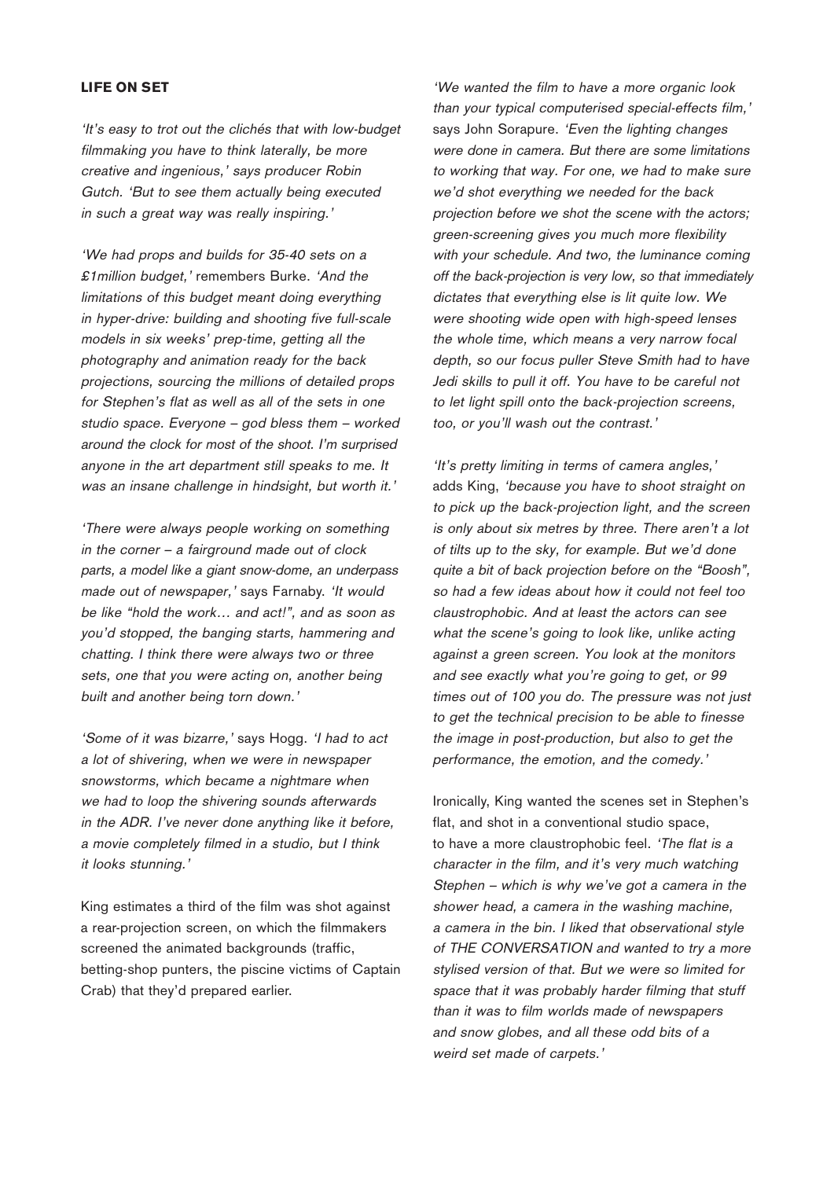## LIFE ON SET

*'It's easy to trot out the clichés that with low-budget filmmaking you have to think laterally, be more creative and ingenious,' says producer Robin Gutch. 'But to see them actually being executed in such a great way was really inspiring.'*

*'We had props and builds for 35-40 sets on a £1million budget,'* remembers Burke. *'And the limitations of this budget meant doing everything in hyper-drive: building and shooting five full-scale models in six weeks' prep-time, getting all the photography and animation ready for the back projections, sourcing the millions of detailed props for Stephen's flat as well as all of the sets in one studio space. Everyone – god bless them – worked around the clock for most of the shoot. I'm surprised anyone in the art department still speaks to me. It was an insane challenge in hindsight, but worth it.'*

*'There were always people working on something in the corner – a fairground made out of clock parts, a model like a giant snow-dome, an underpass made out of newspaper,'* says Farnaby. *'It would be like "hold the work… and act!", and as soon as you'd stopped, the banging starts, hammering and chatting. I think there were always two or three sets, one that you were acting on, another being built and another being torn down.'*

*'Some of it was bizarre,'* says Hogg. *'I had to act a lot of shivering, when we were in newspaper snowstorms, which became a nightmare when we had to loop the shivering sounds afterwards in the ADR. I've never done anything like it before, a movie completely filmed in a studio, but I think it looks stunning.'*

King estimates a third of the film was shot against a rear-projection screen, on which the filmmakers screened the animated backgrounds (traffic, betting-shop punters, the piscine victims of Captain Crab) that they'd prepared earlier.

*'We wanted the film to have a more organic look than your typical computerised special-effects film,'* says John Sorapure. *'Even the lighting changes were done in camera. But there are some limitations to working that way. For one, we had to make sure we'd shot everything we needed for the back projection before we shot the scene with the actors; green-screening gives you much more flexibility with your schedule. And two, the luminance coming off the back-projection is very low, so that immediately dictates that everything else is lit quite low. We were shooting wide open with high-speed lenses the whole time, which means a very narrow focal depth, so our focus puller Steve Smith had to have Jedi skills to pull it off. You have to be careful not to let light spill onto the back-projection screens, too, or you'll wash out the contrast.'*

*'It's pretty limiting in terms of camera angles,'* adds King, *'because you have to shoot straight on to pick up the back-projection light, and the screen is only about six metres by three. There aren't a lot of tilts up to the sky, for example. But we'd done quite a bit of back projection before on the "Boosh", so had a few ideas about how it could not feel too claustrophobic. And at least the actors can see what the scene's going to look like, unlike acting against a green screen. You look at the monitors and see exactly what you're going to get, or 99 times out of 100 you do. The pressure was not just to get the technical precision to be able to finesse the image in post-production, but also to get the performance, the emotion, and the comedy.'*

Ironically, King wanted the scenes set in Stephen's flat, and shot in a conventional studio space, to have a more claustrophobic feel. *'The flat is a character in the film, and it's very much watching Stephen – which is why we've got a camera in the shower head, a camera in the washing machine, a camera in the bin. I liked that observational style of THE CONVERSATION and wanted to try a more stylised version of that. But we were so limited for space that it was probably harder filming that stuff than it was to film worlds made of newspapers and snow globes, and all these odd bits of a weird set made of carpets.'*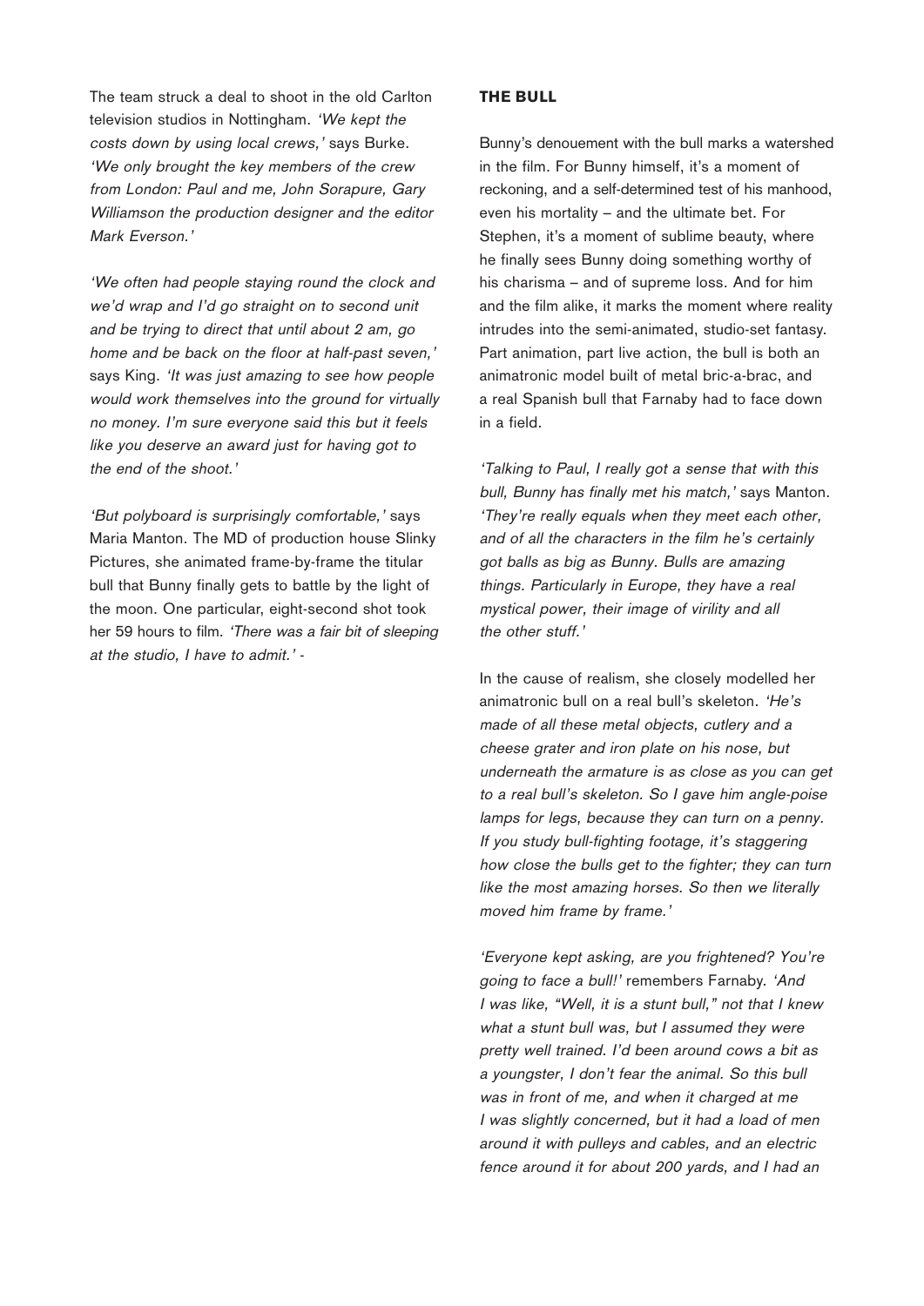The team struck a deal to shoot in the old Carlton television studios in Nottingham. *'We kept the costs down by using local crews,'* says Burke. *'We only brought the key members of the crew from London: Paul and me, John Sorapure, Gary Williamson the production designer and the editor Mark Everson.'*

*'We often had people staying round the clock and we'd wrap and I'd go straight on to second unit and be trying to direct that until about 2 am, go home and be back on the floor at half-past seven,'* says King. *'It was just amazing to see how people would work themselves into the ground for virtually no money. I'm sure everyone said this but it feels like you deserve an award just for having got to the end of the shoot.'*

*'But polyboard is surprisingly comfortable,'* says Maria Manton. The MD of production house Slinky Pictures, she animated frame-by-frame the titular bull that Bunny finally gets to battle by the light of the moon. One particular, eight-second shot took her 59 hours to film. *'There was a fair bit of sleeping at the studio, I have to admit.'* -

**THE BULL**

Bunny's denouement with the bull marks a watershed in the film. For Bunny himself, it's a moment of reckoning, and a self-determined test of his manhood, even his mortality – and the ultimate bet. For Stephen, it's a moment of sublime beauty, where he finally sees Bunny doing something worthy of his charisma – and of supreme loss. And for him and the film alike, it marks the moment where reality intrudes into the semi-animated, studio-set fantasy. Part animation, part live action, the bull is both an animatronic model built of metal bric-a-brac, and a real Spanish bull that Farnaby had to face down in a field.

*'Talking to Paul, I really got a sense that with this bull, Bunny has finally met his match,'* says Manton. *'They're really equals when they meet each other, and of all the characters in the film he's certainly got balls as big as Bunny. Bulls are amazing things. Particularly in Europe, they have a real mystical power, their image of virility and all the other stuff.'*

In the cause of realism, she closely modelled her animatronic bull on a real bull's skeleton. *'He's made of all these metal objects, cutlery and a cheese grater and iron plate on his nose, but underneath the armature is as close as you can get to a real bull's skeleton. So I gave him angle-poise lamps for legs, because they can turn on a penny. If you study bull-fighting footage, it's staggering how close the bulls get to the fighter; they can turn like the most amazing horses. So then we literally moved him frame by frame.'*

*'Everyone kept asking, are you frightened? You're going to face a bull!'* remembers Farnaby. *'And I was like, "Well, it is a stunt bull," not that I knew what a stunt bull was, but I assumed they were pretty well trained. I'd been around cows a bit as a youngster, I don't fear the animal. So this bull was in front of me, and when it charged at me I was slightly concerned, but it had a load of men around it with pulleys and cables, and an electric fence around it for about 200 yards, and I had an*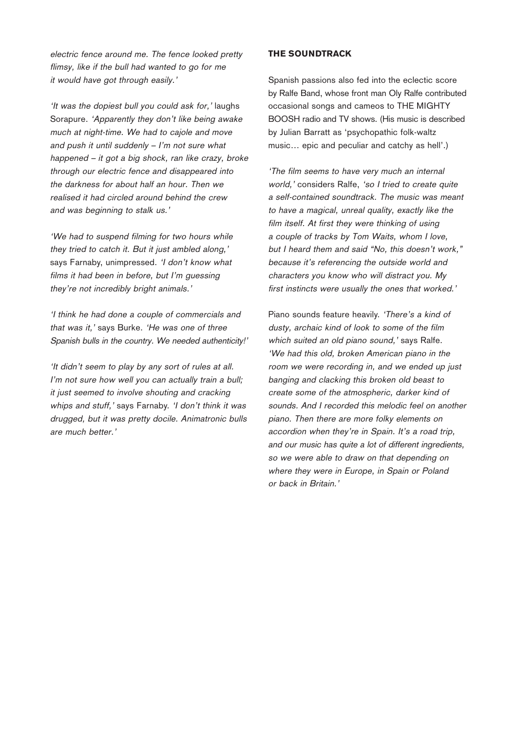*electric fence around me. The fence looked pretty flimsy, like if the bull had wanted to go for me it would have got through easily.'*

*'It was the dopiest bull you could ask for,'* laughs Sorapure. *'Apparently they don't like being awake much at night-time. We had to cajole and move and push it until suddenly – I'm not sure what happened – it got a big shock, ran like crazy, broke through our electric fence and disappeared into the darkness for about half an hour. Then we realised it had circled around behind the crew and was beginning to stalk us.'*

*'We had to suspend filming for two hours while they tried to catch it. But it just ambled along,'* says Farnaby, unimpressed. *'I don't know what films it had been in before, but I'm guessing they're not incredibly bright animals.'*

*'I think he had done a couple of commercials and that was it,'* says Burke. *'He was one of three Spanish bulls in the country. We needed authenticity!'*

*'It didn't seem to play by any sort of rules at all. I'm not sure how well you can actually train a bull; it just seemed to involve shouting and cracking whips and stuff,'* says Farnaby. *'I don't think it was drugged, but it was pretty docile. Animatronic bulls are much better.'*

### THE SOUNDTRACK

Spanish passions also fed into the eclectic score by Ralfe Band, whose front man Oly Ralfe contributed occasional songs and cameos to THE MIGHTY BOOSH radio and TV shows. (His music is described by Julian Barratt as 'psychopathic folk-waltz music… epic and peculiar and catchy as hell'.)

*'The film seems to have very much an internal world,'* considers Ralfe, *'so I tried to create quite a self-contained soundtrack. The music was meant to have a magical, unreal quality, exactly like the film itself. At first they were thinking of using a couple of tracks by Tom Waits, whom I love, but I heard them and said "No, this doesn't work," because it's referencing the outside world and characters you know who will distract you. My first instincts were usually the ones that worked.'*

Piano sounds feature heavily. *'There's a kind of dusty, archaic kind of look to some of the film which suited an old piano sound,'* says Ralfe. *'We had this old, broken American piano in the room we were recording in, and we ended up just banging and clacking this broken old beast to create some of the atmospheric, darker kind of sounds. And I recorded this melodic feel on another piano. Then there are more folky elements on accordion when they're in Spain. It's a road trip, and our music has quite a lot of different ingredients, so we were able to draw on that depending on where they were in Europe, in Spain or Poland or back in Britain.'*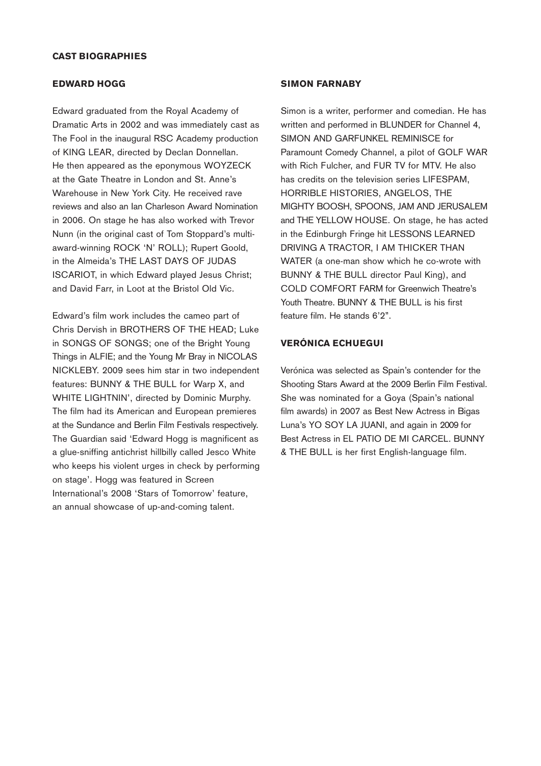## CAST BIOGRAPHIES

### EDWARD HOGG

Edward graduated from the Royal Academy of Dramatic Arts in 2002 and was immediately cast as The Fool in the inaugural RSC Academy production of KING LEAR, directed by Declan Donnellan. He then appeared as the eponymous WOYZECK at the Gate Theatre in London and St. Anne's Warehouse in New York City. He received rave reviews and also an Ian Charleson Award Nomination in 2006. On stage he has also worked with Trevor Nunn (in the original cast of Tom Stoppard's multi-award-winning ROCK 'N' ROLL); Rupert Goold, in the Almeida's THE LAST DAYS OF JUDAS ISCARIOT, in which Edward played Jesus Christ; and David Farr, in Loot at the Bristol Old Vic.

Edward's film work includes the cameo part of Chris Dervish in BROTHERS OF THE HEAD; Luke in SONGS OF SONGS; one of the Bright Young Things in ALFIE; and the Young Mr Bray in NICOLAS NICKLEBY. 2009 sees him star in two independent features: BUNNY & THE BULL for Warp X, and WHITE LIGHTNIN', directed by Dominic Murphy. The film had its American and European premieres at the Sundance and Berlin Film Festivals respectively. The Guardian said 'Edward Hogg is magnificent as a glue-sniffing antichrist hillbilly called Jesco White who keeps his violent urges in check by performing on stage'. Hogg was featured in Screen International's 2008 'Stars of Tomorrow' feature, an annual showcase of up-and-coming talent.

### SIMON FARNABY

Simon is a writer, performer and comedian. He has written and performed in BLUNDER for Channel 4, SIMON AND GARFUNKEL REMINISCE for Paramount Comedy Channel, a pilot of GOLF WAR with Rich Fulcher, and FUR TV for MTV. He also has credits on the television series LIFESPAM, HORRIBLE HISTORIES, ANGELOS, THE MIGHTY BOOSH, SPOONS, JAM AND JERUSALEM and THE YELLOW HOUSE. On stage, he has acted in the Edinburgh Fringe hit LESSONS LEARNED DRIVING A TRACTOR, I AM THICKER THAN WATER (a one-man show which he co-wrote with BUNNY & THE BULL director Paul King), and COLD COMFORT FARM for Greenwich Theatre's Youth Theatre. BUNNY & THE BULL is his first feature film. He stands 6'2".

### VERÓNICA ECHUEGUI

Verónica was selected as Spain's contender for the Shooting Stars Award at the 2009 Berlin Film Festival. She was nominated for a Goya (Spain's national film awards) in 2007 as Best New Actress in Bigas Luna's YO SOY LA JUANI, and again in 2009 for Best Actress in EL PATIO DE MI CARCEL. BUNNY & THE BULL is her first English-language film.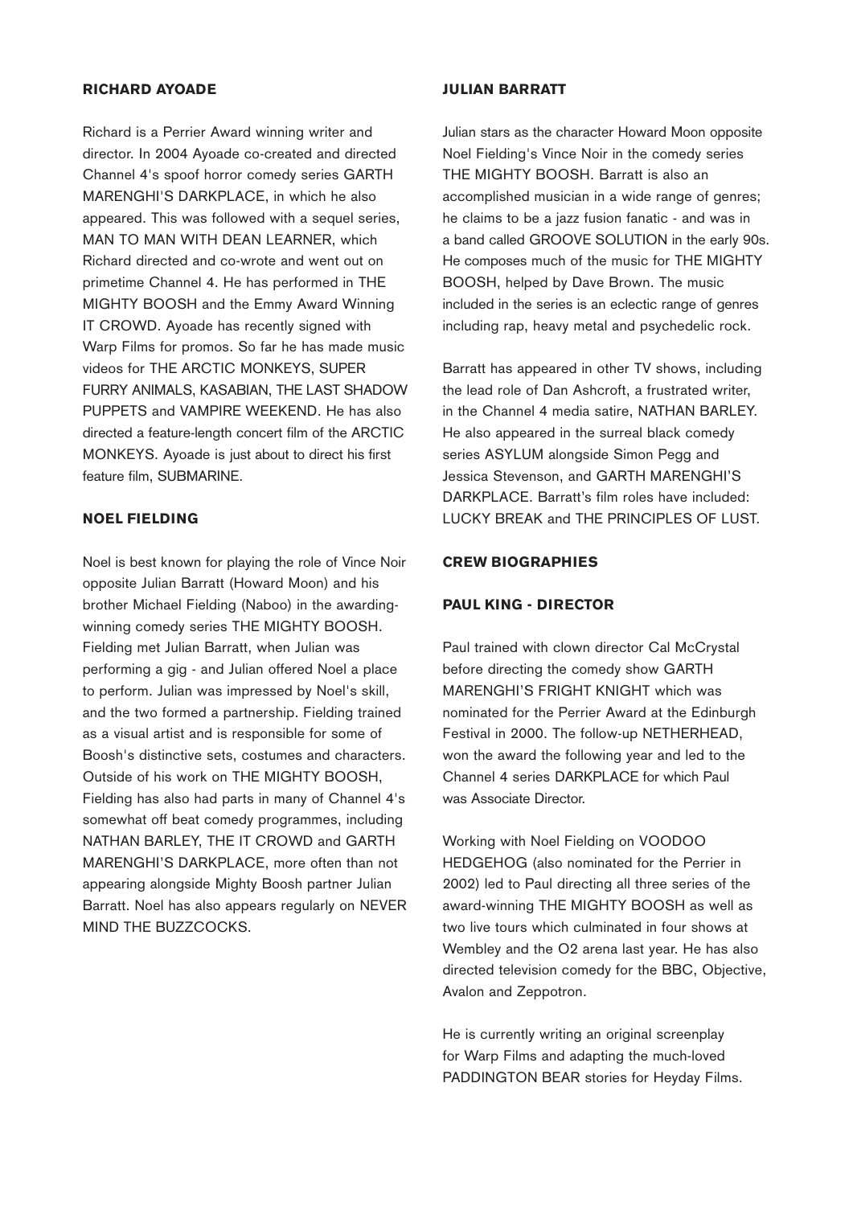### RICHARD AYOADE

Richard is a Perrier Award winning writer and director. In 2004 Ayoade co-created and directed Channel 4's spoof horror comedy series GARTH MARENGHI'S DARKPLACE, in which he also appeared. This was followed with a sequel series, MAN TO MAN WITH DEAN LEARNER, which Richard directed and co-wrote and went out on primetime Channel 4. He has performed in THE MIGHTY BOOSH and the Emmy Award Winning IT CROWD. Ayoade has recently signed with Warp Films for promos. So far he has made music videos for THE ARCTIC MONKEYS, SUPER FURRY ANIMALS, KASABIAN, THE LAST SHADOW PUPPETS and VAMPIRE WEEKEND. He has also directed a feature-length concert film of the ARCTIC MONKEYS. Ayoade is just about to direct his first feature film, SUBMARINE.

### NOEL FIELDING

Noel is best known for playing the role of Vince Noir opposite Julian Barratt (Howard Moon) and his brother Michael Fielding (Naboo) in the awarding-winning comedy series THE MIGHTY BOOSH. Fielding met Julian Barratt, when Julian was performing a gig - and Julian offered Noel a place to perform. Julian was impressed by Noel's skill, and the two formed a partnership. Fielding trained as a visual artist and is responsible for some of Boosh's distinctive sets, costumes and characters. Outside of his work on THE MIGHTY BOOSH, Fielding has also had parts in many of Channel 4's somewhat off beat comedy programmes, including NATHAN BARLEY, THE IT CROWD and GARTH MARENGHI'S DARKPLACE, more often than not appearing alongside Mighty Boosh partner Julian Barratt. Noel has also appears regularly on NEVER MIND THE BUZZCOCKS.

### JULIAN BARRATT

Julian stars as the character Howard Moon opposite Noel Fielding's Vince Noir in the comedy series THE MIGHTY BOOSH. Barratt is also an accomplished musician in a wide range of genres; he claims to be a jazz fusion fanatic - and was in a band called GROOVE SOLUTION in the early 90s. He composes much of the music for THE MIGHTY BOOSH, helped by Dave Brown. The music included in the series is an eclectic range of genres including rap, heavy metal and psychedelic rock.

Barratt has appeared in other TV shows, including the lead role of Dan Ashcroft, a frustrated writer, in the Channel 4 media satire, NATHAN BARLEY. He also appeared in the surreal black comedy series ASYLUM alongside Simon Pegg and Jessica Stevenson, and GARTH MARENGHI'S DARKPLACE. Barratt's film roles have included: LUCKY BREAK and THE PRINCIPLES OF LUST.

## CREW BIOGRAPHIES

### PAUL KING - DIRECTOR

Paul trained with clown director Cal McCrystal before directing the comedy show GARTH MARENGHI'S FRIGHT KNIGHT which was nominated for the Perrier Award at the Edinburgh Festival in 2000. The follow-up NETHERHEAD, won the award the following year and led to the Channel 4 series DARKPLACE for which Paul was Associate Director.

Working with Noel Fielding on VOODOO HEDGEHOG (also nominated for the Perrier in 2002) led to Paul directing all three series of the award-winning THE MIGHTY BOOSH as well as two live tours which culminated in four shows at Wembley and the O2 arena last year. He has also directed television comedy for the BBC, Objective, Avalon and Zeppotron.

He is currently writing an original screenplay for Warp Films and adapting the much-loved PADDINGTON BEAR stories for Heyday Films.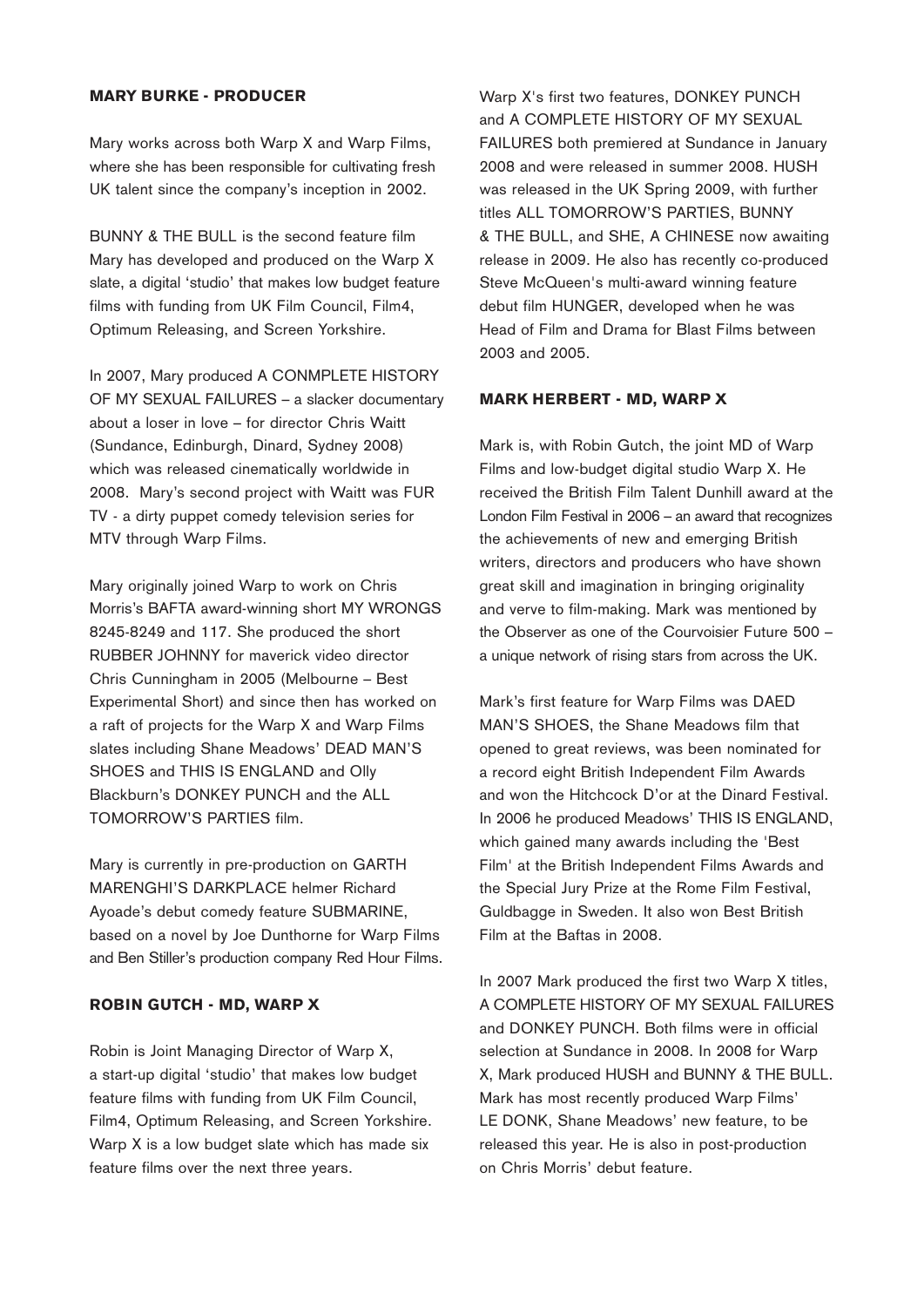### MARY BURKE - PRODUCER

Mary works across both Warp X and Warp Films, where she has been responsible for cultivating fresh UK talent since the company's inception in 2002.

BUNNY & THE BULL is the second feature film Mary has developed and produced on the Warp X slate, a digital 'studio' that makes low budget feature films with funding from UK Film Council, Film4, Optimum Releasing, and Screen Yorkshire.

In 2007, Mary produced A CONMPLETE HISTORY OF MY SEXUAL FAILURES – a slacker documentary about a loser in love – for director Chris Waitt (Sundance, Edinburgh, Dinard, Sydney 2008) which was released cinematically worldwide in 2008. Mary's second project with Waitt was FUR TV - a dirty puppet comedy television series for MTV through Warp Films.

Mary originally joined Warp to work on Chris Morris's BAFTA award-winning short MY WRONGS 8245-8249 and 117. She produced the short RUBBER JOHNNY for maverick video director Chris Cunningham in 2005 (Melbourne – Best Experimental Short) and since then has worked on a raft of projects for the Warp X and Warp Films slates including Shane Meadows' DEAD MAN'S SHOES and THIS IS ENGLAND and Olly Blackburn's DONKEY PUNCH and the ALL TOMORROW'S PARTIES film.

Mary is currently in pre-production on GARTH MARENGHI'S DARKPLACE helmer Richard Ayoade's debut comedy feature SUBMARINE, based on a novel by Joe Dunthorne for Warp Films and Ben Stiller's production company Red Hour Films.

### ROBIN GUTCH - MD, WARP X

Robin is Joint Managing Director of Warp X, a start-up digital 'studio' that makes low budget feature films with funding from UK Film Council, Film4, Optimum Releasing, and Screen Yorkshire. Warp X is a low budget slate which has made six feature films over the next three years.

Warp X's first two features, DONKEY PUNCH and A COMPLETE HISTORY OF MY SEXUAL FAILURES both premiered at Sundance in January 2008 and were released in summer 2008. HUSH was released in the UK Spring 2009, with further titles ALL TOMORROW'S PARTIES, BUNNY & THE BULL, and SHE, A CHINESE now awaiting release in 2009. He also has recently co-produced Steve McQueen's multi-award winning feature debut film HUNGER, developed when he was Head of Film and Drama for Blast Films between 2003 and 2005.

### MARK HERBERT - MD, WARP X

Mark is, with Robin Gutch, the joint MD of Warp Films and low-budget digital studio Warp X. He received the British Film Talent Dunhill award at the London Film Festival in 2006 – an award that recognizes the achievements of new and emerging British writers, directors and producers who have shown great skill and imagination in bringing originality and verve to film-making. Mark was mentioned by the Observer as one of the Courvoisier Future 500 – a unique network of rising stars from across the UK.

Mark's first feature for Warp Films was DAED MAN'S SHOES, the Shane Meadows film that opened to great reviews, was been nominated for a record eight British Independent Film Awards and won the Hitchcock D'or at the Dinard Festival. In 2006 he produced Meadows' THIS IS ENGLAND, which gained many awards including the 'Best Film' at the British Independent Films Awards and the Special Jury Prize at the Rome Film Festival, Guldbagge in Sweden. It also won Best British Film at the Baftas in 2008.

In 2007 Mark produced the first two Warp X titles, A COMPLETE HISTORY OF MY SEXUAL FAILURES and DONKEY PUNCH. Both films were in official selection at Sundance in 2008. In 2008 for Warp X, Mark produced HUSH and BUNNY & THE BULL. Mark has most recently produced Warp Films' LE DONK, Shane Meadows' new feature, to be released this year. He is also in post-production on Chris Morris' debut feature.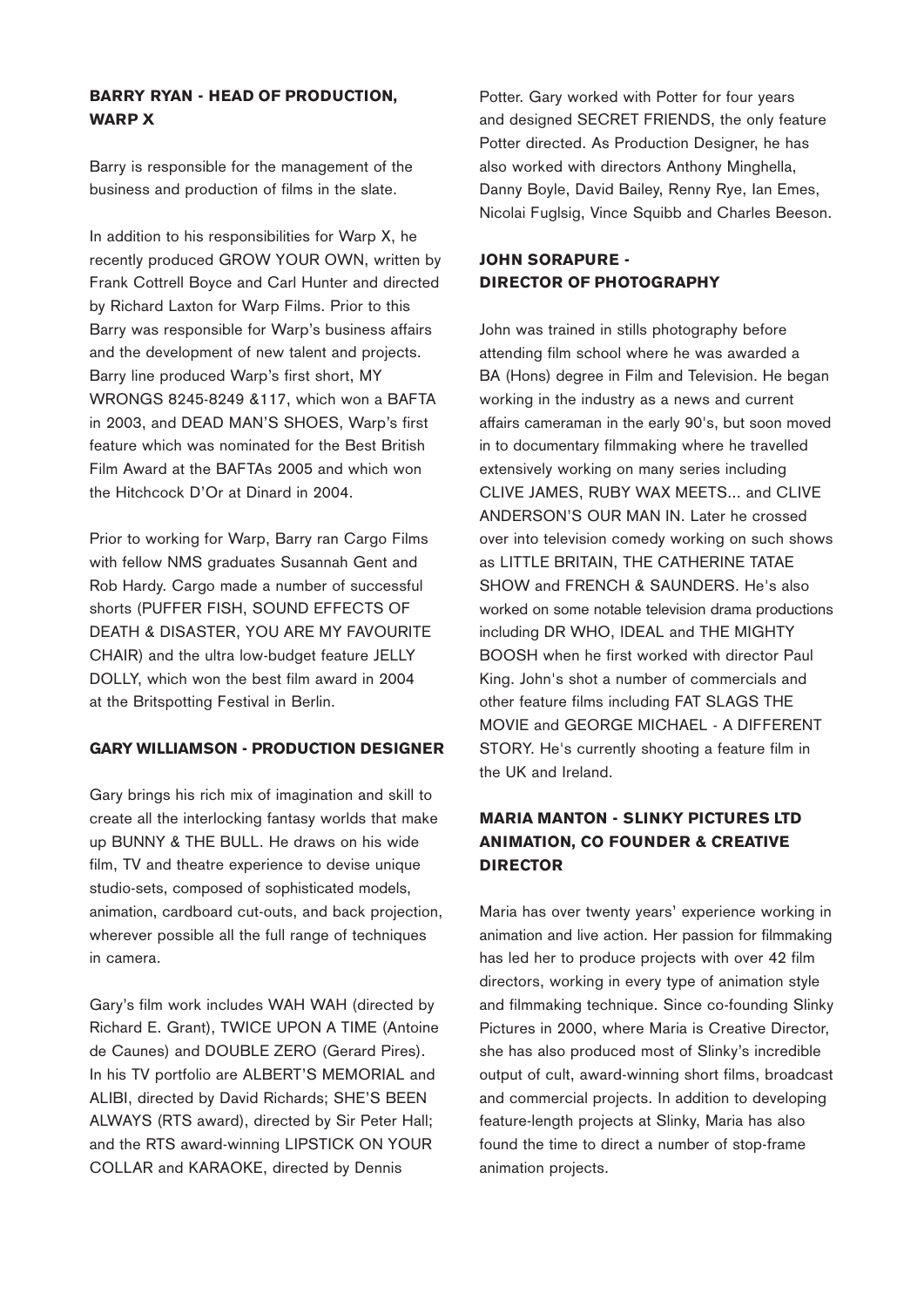**BARRY RYAN - HEAD OF PRODUCTION, WARP X**

Barry is responsible for the management of the business and production of films in the slate.

In addition to his responsibilities for Warp X, he recently produced GROW YOUR OWN, written by Frank Cottrell Boyce and Carl Hunter and directed by Richard Laxton for Warp Films. Prior to this Barry was responsible for Warp's business affairs and the development of new talent and projects. Barry line produced Warp's first short, MY WRONGS 8245-8249 &117, which won a BAFTA in 2003, and DEAD MAN'S SHOES, Warp's first feature which was nominated for the Best British Film Award at the BAFTAs 2005 and which won the Hitchcock D'Or at Dinard in 2004.

Prior to working for Warp, Barry ran Cargo Films with fellow NMS graduates Susannah Gent and Rob Hardy. Cargo made a number of successful shorts (PUFFER FISH, SOUND EFFECTS OF DEATH & DISASTER, YOU ARE MY FAVOURITE CHAIR) and the ultra low-budget feature JELLY DOLLY, which won the best film award in 2004 at the Britspotting Festival in Berlin.

**GARY WILLIAMSON - PRODUCTION DESIGNER**

Gary brings his rich mix of imagination and skill to create all the interlocking fantasy worlds that make up BUNNY & THE BULL. He draws on his wide film, TV and theatre experience to devise unique studio-sets, composed of sophisticated models, animation, cardboard cut-outs, and back projection, wherever possible all the full range of techniques in camera.

Gary's film work includes WAH WAH (directed by Richard E. Grant), TWICE UPON A TIME (Antoine de Caunes) and DOUBLE ZERO (Gerard Pires). In his TV portfolio are ALBERT'S MEMORIAL and ALIBI, directed by David Richards; SHE'S BEEN ALWAYS (RTS award), directed by Sir Peter Hall; and the RTS award-winning LIPSTICK ON YOUR COLLAR and KARAOKE, directed by Dennis Potter. Gary worked with Potter for four years and designed SECRET FRIENDS, the only feature Potter directed. As Production Designer, he has also worked with directors Anthony Minghella, Danny Boyle, David Bailey, Renny Rye, Ian Emes, Nicolai Fuglsig, Vince Squibb and Charles Beeson.

**JOHN SORAPURE - DIRECTOR OF PHOTOGRAPHY**

John was trained in stills photography before attending film school where he was awarded a BA (Hons) degree in Film and Television. He began working in the industry as a news and current affairs cameraman in the early 90's, but soon moved in to documentary filmmaking where he travelled extensively working on many series including CLIVE JAMES, RUBY WAX MEETS... and CLIVE ANDERSON'S OUR MAN IN. Later he crossed over into television comedy working on such shows as LITTLE BRITAIN, THE CATHERINE TATAE SHOW and FRENCH & SAUNDERS. He's also worked on some notable television drama productions including DR WHO, IDEAL and THE MIGHTY BOOSH when he first worked with director Paul King. John's shot a number of commercials and other feature films including FAT SLAGS THE MOVIE and GEORGE MICHAEL - A DIFFERENT STORY. He's currently shooting a feature film in the UK and Ireland.

**MARIA MANTON - SLINKY PICTURES LTD ANIMATION, CO FOUNDER & CREATIVE DIRECTOR**

Maria has over twenty years' experience working in animation and live action. Her passion for filmmaking has led her to produce projects with over 42 film directors, working in every type of animation style and filmmaking technique. Since co-founding Slinky Pictures in 2000, where Maria is Creative Director, she has also produced most of Slinky's incredible output of cult, award-winning short films, broadcast and commercial projects. In addition to developing feature-length projects at Slinky, Maria has also found the time to direct a number of stop-frame animation projects.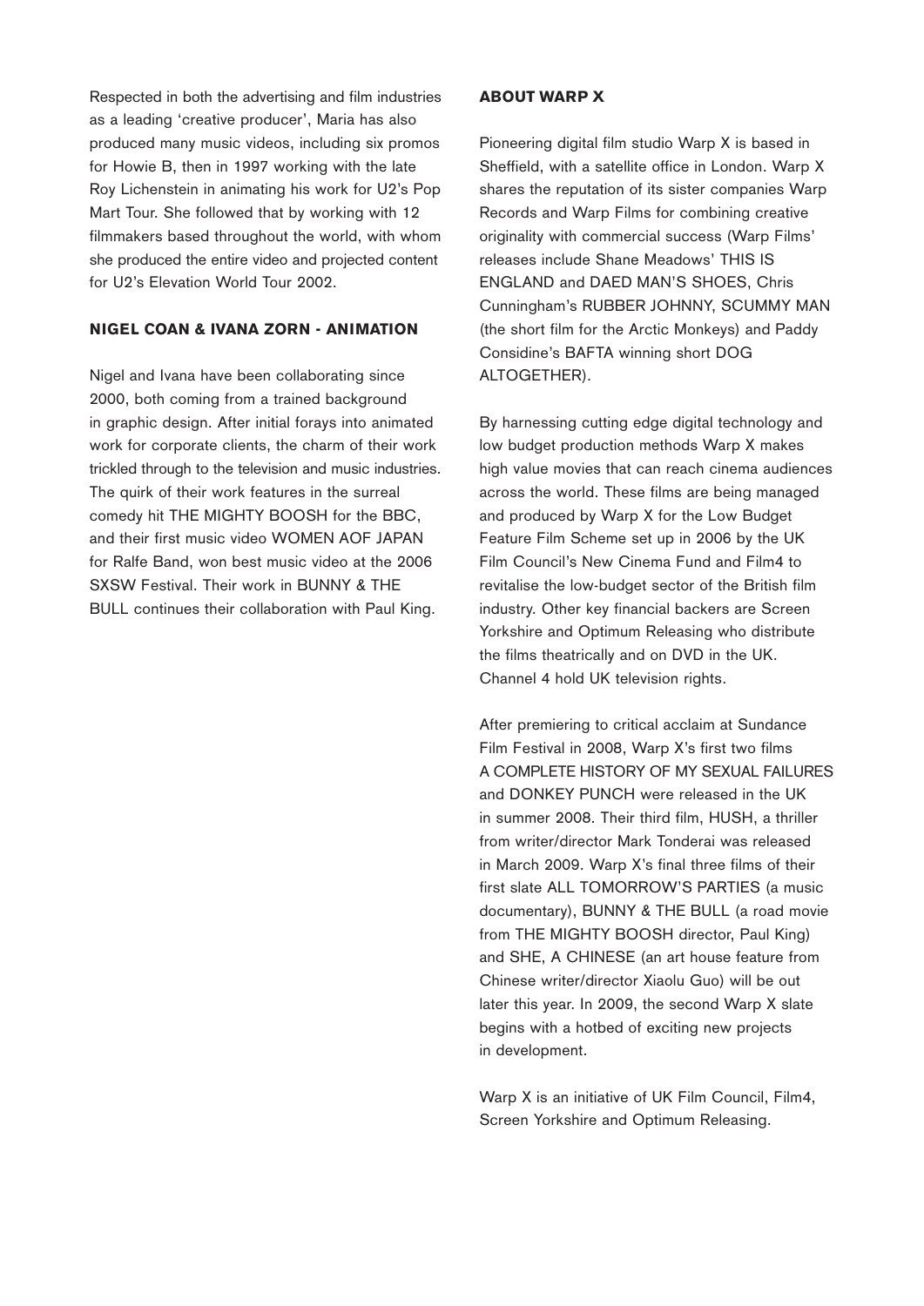Respected in both the advertising and film industries as a leading 'creative producer', Maria has also produced many music videos, including six promos for Howie B, then in 1997 working with the late Roy Lichenstein in animating his work for U2's Pop Mart Tour. She followed that by working with 12 filmmakers based throughout the world, with whom she produced the entire video and projected content for U2's Elevation World Tour 2002.

## NIGEL COAN & IVANA ZORN - ANIMATION

Nigel and Ivana have been collaborating since 2000, both coming from a trained background in graphic design. After initial forays into animated work for corporate clients, the charm of their work trickled through to the television and music industries. The quirk of their work features in the surreal comedy hit THE MIGHTY BOOSH for the BBC, and their first music video WOMEN AOF JAPAN for Ralfe Band, won best music video at the 2006 SXSW Festival. Their work in BUNNY & THE BULL continues their collaboration with Paul King.

## ABOUT WARP X

Pioneering digital film studio Warp X is based in Sheffield, with a satellite office in London. Warp X shares the reputation of its sister companies Warp Records and Warp Films for combining creative originality with commercial success (Warp Films' releases include Shane Meadows' THIS IS ENGLAND and DAED MAN'S SHOES, Chris Cunningham's RUBBER JOHNNY, SCUMMY MAN (the short film for the Arctic Monkeys) and Paddy Considine's BAFTA winning short DOG ALTOGETHER).

By harnessing cutting edge digital technology and low budget production methods Warp X makes high value movies that can reach cinema audiences across the world. These films are being managed and produced by Warp X for the Low Budget Feature Film Scheme set up in 2006 by the UK Film Council's New Cinema Fund and Film4 to revitalise the low-budget sector of the British film industry. Other key financial backers are Screen Yorkshire and Optimum Releasing who distribute the films theatrically and on DVD in the UK. Channel 4 hold UK television rights.

After premiering to critical acclaim at Sundance Film Festival in 2008, Warp X's first two films A COMPLETE HISTORY OF MY SEXUAL FAILURES and DONKEY PUNCH were released in the UK in summer 2008. Their third film, HUSH, a thriller from writer/director Mark Tonderai was released in March 2009. Warp X's final three films of their first slate ALL TOMORROW'S PARTIES (a music documentary), BUNNY & THE BULL (a road movie from THE MIGHTY BOOSH director, Paul King) and SHE, A CHINESE (an art house feature from Chinese writer/director Xiaolu Guo) will be out later this year. In 2009, the second Warp X slate begins with a hotbed of exciting new projects in development.

Warp X is an initiative of UK Film Council, Film4, Screen Yorkshire and Optimum Releasing.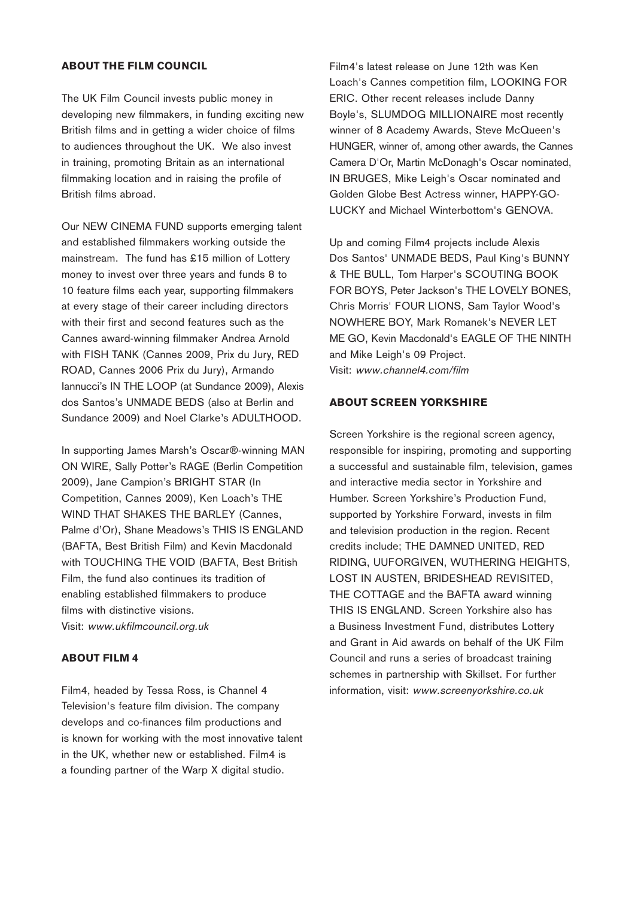## ABOUT THE FILM COUNCIL

The UK Film Council invests public money in developing new filmmakers, in funding exciting new British films and in getting a wider choice of films to audiences throughout the UK. We also invest in training, promoting Britain as an international filmmaking location and in raising the profile of British films abroad.

Our NEW CINEMA FUND supports emerging talent and established filmmakers working outside the mainstream. The fund has £15 million of Lottery money to invest over three years and funds 8 to 10 feature films each year, supporting filmmakers at every stage of their career including directors with their first and second features such as the Cannes award-winning filmmaker Andrea Arnold with FISH TANK (Cannes 2009, Prix du Jury, RED ROAD, Cannes 2006 Prix du Jury), Armando Iannucci's IN THE LOOP (at Sundance 2009), Alexis dos Santos's UNMADE BEDS (also at Berlin and Sundance 2009) and Noel Clarke's ADULTHOOD.

In supporting James Marsh's Oscar®-winning MAN ON WIRE, Sally Potter's RAGE (Berlin Competition 2009), Jane Campion's BRIGHT STAR (In Competition, Cannes 2009), Ken Loach's THE WIND THAT SHAKES THE BARLEY (Cannes, Palme d'Or), Shane Meadows's THIS IS ENGLAND (BAFTA, Best British Film) and Kevin Macdonald with TOUCHING THE VOID (BAFTA, Best British Film, the fund also continues its tradition of enabling established filmmakers to produce films with distinctive visions.
Visit: *www.ukfilmcouncil.org.uk*

## ABOUT FILM 4

Film4, headed by Tessa Ross, is Channel 4 Television's feature film division. The company develops and co-finances film productions and is known for working with the most innovative talent in the UK, whether new or established. Film4 is a founding partner of the Warp X digital studio.

Film4's latest release on June 12th was Ken Loach's Cannes competition film, LOOKING FOR ERIC. Other recent releases include Danny Boyle's, SLUMDOG MILLIONAIRE most recently winner of 8 Academy Awards, Steve McQueen's HUNGER, winner of, among other awards, the Cannes Camera D'Or, Martin McDonagh's Oscar nominated, IN BRUGES, Mike Leigh's Oscar nominated and Golden Globe Best Actress winner, HAPPY-GO-LUCKY and Michael Winterbottom's GENOVA.

Up and coming Film4 projects include Alexis Dos Santos' UNMADE BEDS, Paul King's BUNNY & THE BULL, Tom Harper's SCOUTING BOOK FOR BOYS, Peter Jackson's THE LOVELY BONES, Chris Morris' FOUR LIONS, Sam Taylor Wood's NOWHERE BOY, Mark Romanek's NEVER LET ME GO, Kevin Macdonald's EAGLE OF THE NINTH and Mike Leigh's 09 Project.
Visit: *www.channel4.com/film*

## ABOUT SCREEN YORKSHIRE

Screen Yorkshire is the regional screen agency, responsible for inspiring, promoting and supporting a successful and sustainable film, television, games and interactive media sector in Yorkshire and Humber. Screen Yorkshire's Production Fund, supported by Yorkshire Forward, invests in film and television production in the region. Recent credits include; THE DAMNED UNITED, RED RIDING, UUFORGIVEN, WUTHERING HEIGHTS, LOST IN AUSTEN, BRIDESHEAD REVISITED, THE COTTAGE and the BAFTA award winning THIS IS ENGLAND. Screen Yorkshire also has a Business Investment Fund, distributes Lottery and Grant in Aid awards on behalf of the UK Film Council and runs a series of broadcast training schemes in partnership with Skillset. For further information, visit: *www.screenyorkshire.co.uk*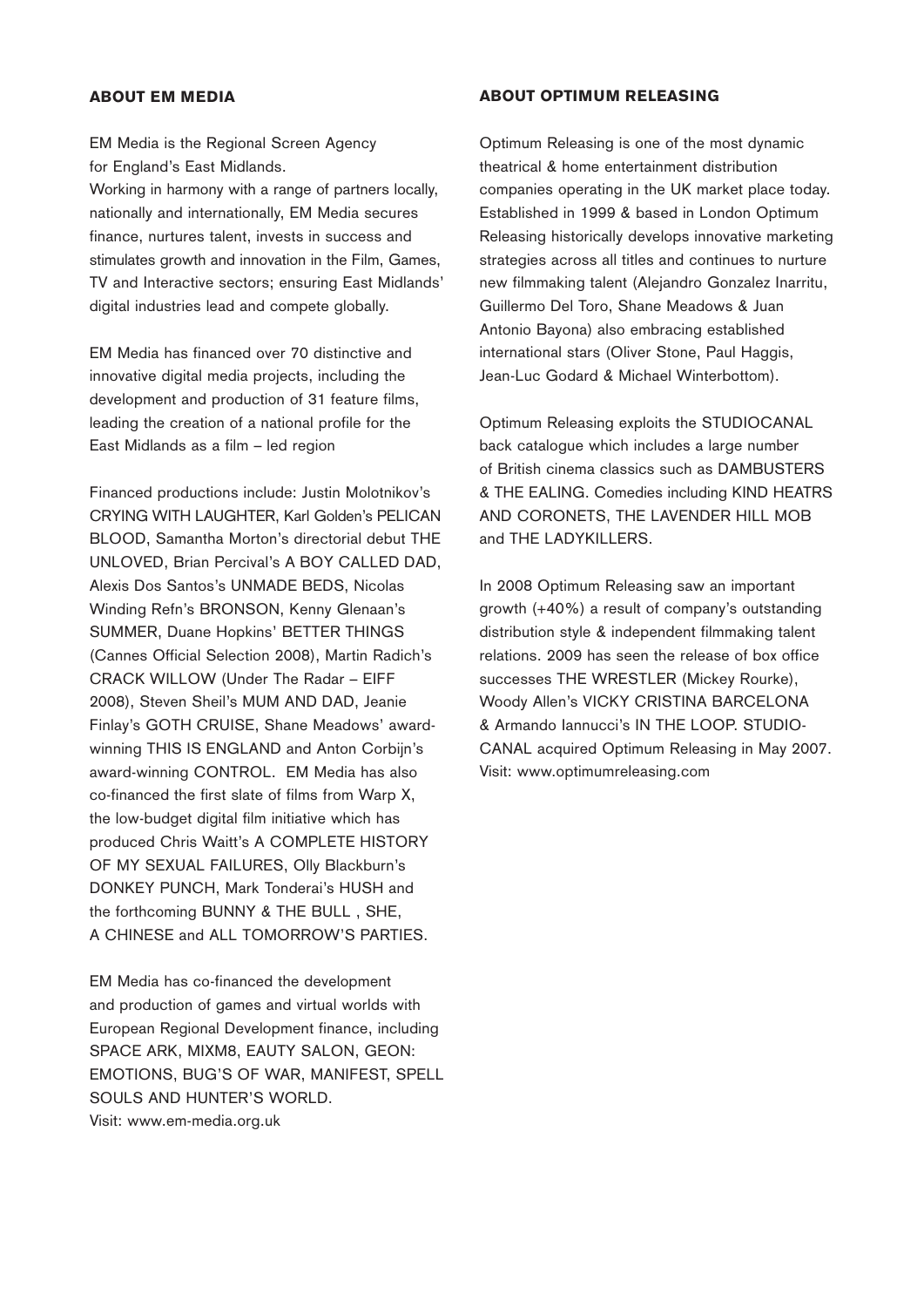## ABOUT EM MEDIA

EM Media is the Regional Screen Agency for England's East Midlands.
Working in harmony with a range of partners locally, nationally and internationally, EM Media secures finance, nurtures talent, invests in success and stimulates growth and innovation in the Film, Games, TV and Interactive sectors; ensuring East Midlands' digital industries lead and compete globally.

EM Media has financed over 70 distinctive and innovative digital media projects, including the development and production of 31 feature films, leading the creation of a national profile for the East Midlands as a film – led region

Financed productions include: Justin Molotnikov's CRYING WITH LAUGHTER, Karl Golden's PELICAN BLOOD, Samantha Morton's directorial debut THE UNLOVED, Brian Percival's A BOY CALLED DAD, Alexis Dos Santos's UNMADE BEDS, Nicolas Winding Refn's BRONSON, Kenny Glenaan's SUMMER, Duane Hopkins' BETTER THINGS (Cannes Official Selection 2008), Martin Radich's CRACK WILLOW (Under The Radar – EIFF 2008), Steven Sheil's MUM AND DAD, Jeanie Finlay's GOTH CRUISE, Shane Meadows' award-winning THIS IS ENGLAND and Anton Corbijn's award-winning CONTROL. EM Media has also co-financed the first slate of films from Warp X, the low-budget digital film initiative which has produced Chris Waitt's A COMPLETE HISTORY OF MY SEXUAL FAILURES, Olly Blackburn's DONKEY PUNCH, Mark Tonderai's HUSH and the forthcoming BUNNY & THE BULL , SHE, A CHINESE and ALL TOMORROW'S PARTIES.

EM Media has co-financed the development and production of games and virtual worlds with European Regional Development finance, including SPACE ARK, MIXM8, EAUTY SALON, GEON: EMOTIONS, BUG'S OF WAR, MANIFEST, SPELL SOULS AND HUNTER'S WORLD.
Visit: www.em-media.org.uk

## ABOUT OPTIMUM RELEASING

Optimum Releasing is one of the most dynamic theatrical & home entertainment distribution companies operating in the UK market place today. Established in 1999 & based in London Optimum Releasing historically develops innovative marketing strategies across all titles and continues to nurture new filmmaking talent (Alejandro Gonzalez Inarritu, Guillermo Del Toro, Shane Meadows & Juan Antonio Bayona) also embracing established international stars (Oliver Stone, Paul Haggis, Jean-Luc Godard & Michael Winterbottom).

Optimum Releasing exploits the STUDIOCANAL back catalogue which includes a large number of British cinema classics such as DAMBUSTERS & THE EALING. Comedies including KIND HEATRS AND CORONETS, THE LAVENDER HILL MOB and THE LADYKILLERS.

In 2008 Optimum Releasing saw an important growth (+40%) a result of company's outstanding distribution style & independent filmmaking talent relations. 2009 has seen the release of box office successes THE WRESTLER (Mickey Rourke), Woody Allen's VICKY CRISTINA BARCELONA & Armando Iannucci's IN THE LOOP. STUDIO-CANAL acquired Optimum Releasing in May 2007.
Visit: www.optimumreleasing.com